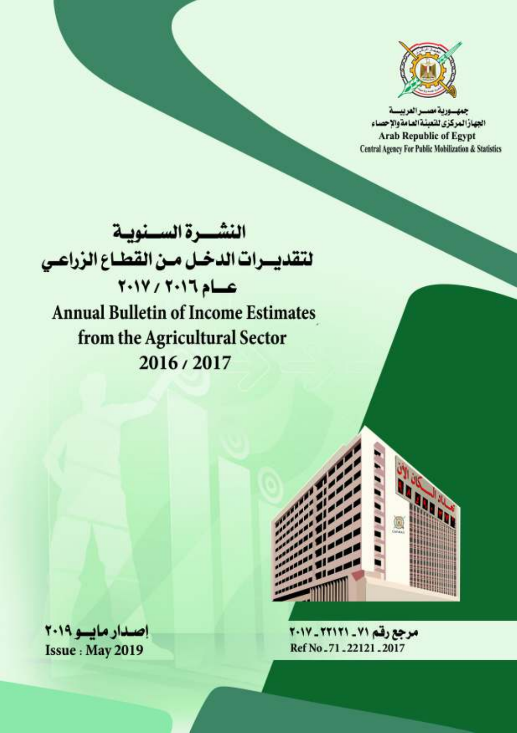جمهورية مصر العربية
الجهاز المركزى للتعبئة العامة والإحصاء
Arab Republic of Egypt
Central Agency For Public Mobilization & Statistics

# النشرة السنوية
# لتقديرات الدخل من القطاع الزراعي
# عام ٢٠١٦ / ٢٠١٧

# Annual Bulletin of Income Estimates from the Agricultural Sector
# 2016 / 2017

إصدار مايو ٢٠١٩
**Issue : May 2019**

مرجع رقم ٧١ ـ ٢٢١٢١ ـ ٢٠١٧
Ref No_71_22121_2017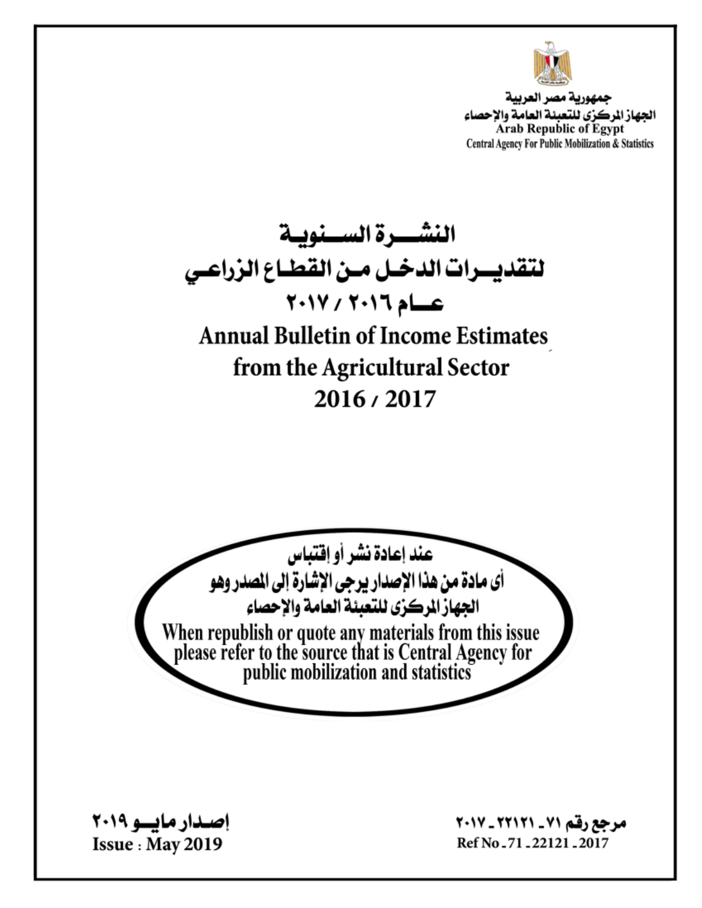جمهورية مصر العربية
الجهاز المركزى للتعبئة العامة والإحصاء
Arab Republic of Egypt
Central Agency For Public Mobilization & Statistics

# النشـــرة الســـنوية
# لتقديـــرات الدخـل مـن القطـاع الزراعـي
# عـــام ٢٠١٦ / ٢٠١٧

# Annual Bulletin of Income Estimates
# from the Agricultural Sector
# 2016 / 2017

**عند إعادة نشر أو إقتباس**
**أى مادة من هذا الإصدار يرجى الإشارة إلى المصدر وهو**
**الجهاز المركزى للتعبئة العامة والإحصاء**

**When republish or quote any materials from this issue please refer to the source that is Central Agency for public mobilization and statistics**

إصدار مايــو ٢٠١٩
**Issue : May 2019**

مرجع رقم ٧١ ـ ٢٢١٢١ ـ ٢٠١٧
Ref No - 71 - 22121 - 2017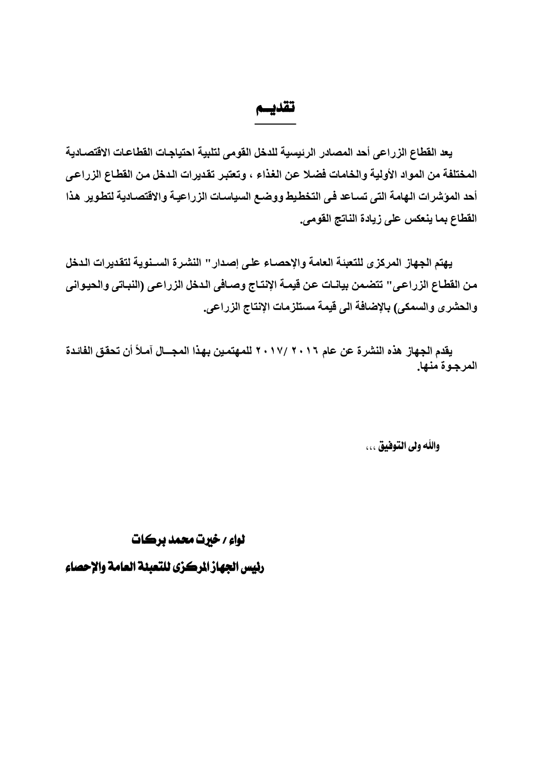# تقديـم

يعد القطاع الزراعى أحد المصادر الرئيسية للدخل القومى لتلبية احتياجات القطاعات الاقتصادية المختلفة من المواد الأولية والخامات فضلا عن الغذاء ، وتعتبر تقديرات الدخل من القطاع الزراعى أحد المؤشرات الهامة التى تساعد فى التخطيط ووضع السياسات الزراعية والاقتصادية لتطوير هذا القطاع بما ينعكس على زيادة الناتج القومى.

يهتم الجهاز المركزى للتعبئة العامة والإحصاء على إصدار" النشرة السنوية لتقديرات الدخل من القطاع الزراعى" تتضمن بيانات عن قيمة الإنتاج وصافى الدخل الزراعى (النباتى والحيوانى والحشرى والسمكى) بالإضافة الى قيمة مستلزمات الإنتاج الزراعى.

يقدم الجهاز هذه النشرة عن عام ٢٠١٦ /٢٠١٧ للمهتمين بهذا المجال آملاً أن تحقق الفائدة المرجوة منها.

والله ولى التوفيق ،،،

**لواء / خيرت محمد بركات**

**رئيس الجهاز المركزى للتعبئة العامة والإحصاء**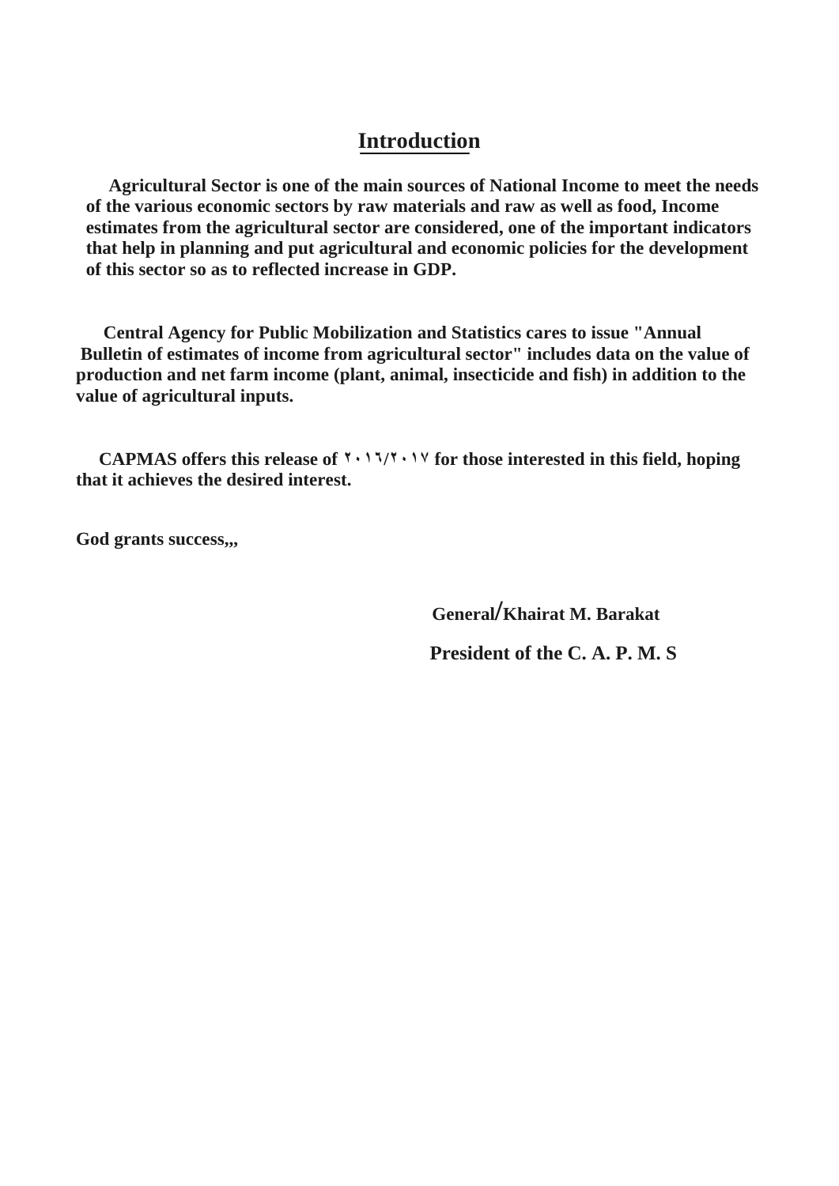# Introduction

**Agricultural Sector is one of the main sources of National Income to meet the needs of the various economic sectors by raw materials and raw as well as food, Income estimates from the agricultural sector are considered, one of the important indicators that help in planning and put agricultural and economic policies for the development of this sector so as to reflected increase in GDP.**

**Central Agency for Public Mobilization and Statistics cares to issue "Annual Bulletin of estimates of income from agricultural sector" includes data on the value of production and net farm income (plant, animal, insecticide and fish) in addition to the value of agricultural inputs.**

**CAPMAS offers this release of ٢٠١٦/٢٠١٧ for those interested in this field, hoping that it achieves the desired interest.**

**God grants success,,,**

**General/Khairat M. Barakat**

**President of the C. A. P. M. S**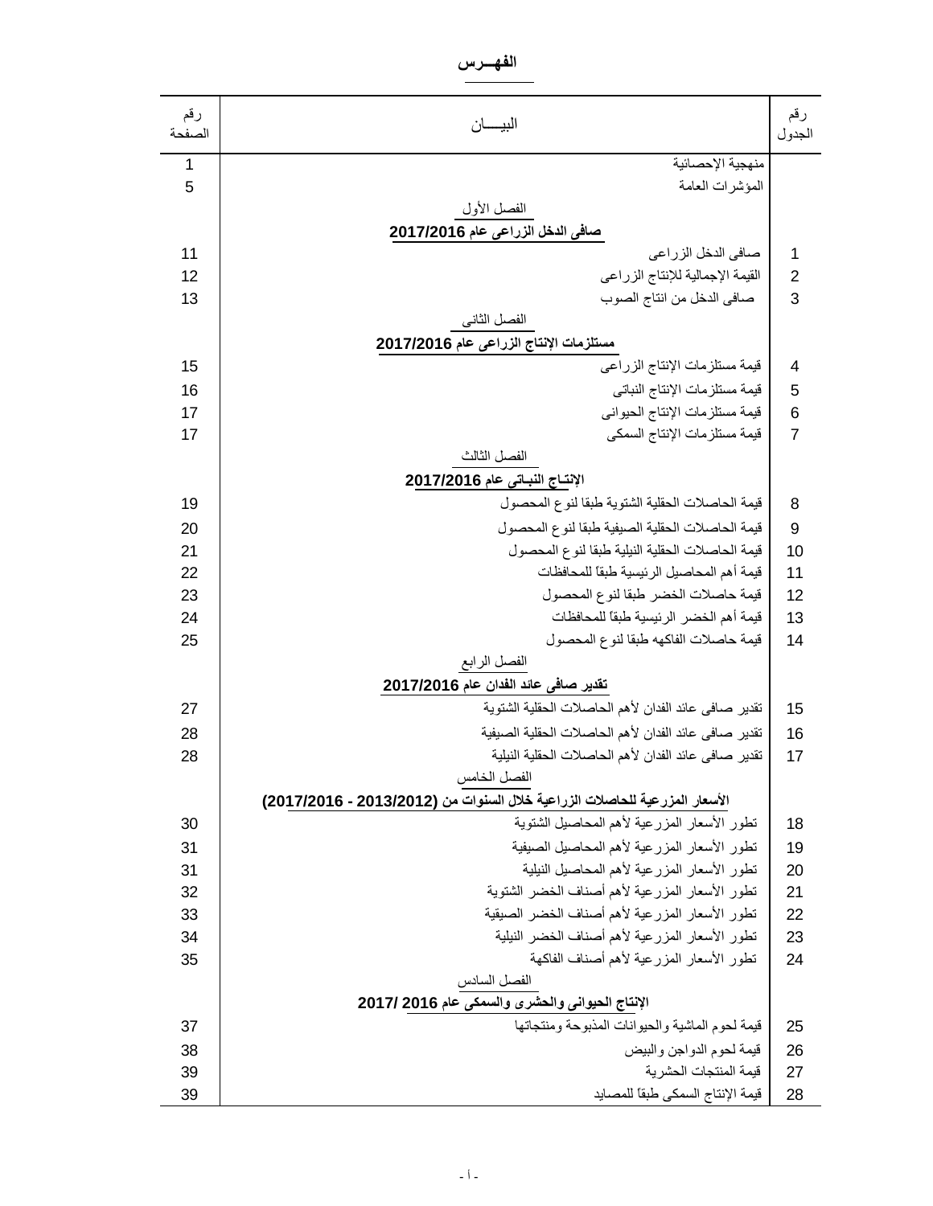# الفهـــرس

| رقم الجدول | البيـــــان | رقم الصفحة |
|---|---|---|
| | منهجية الإحصائية | 1 |
| | المؤشرات العامة | 5 |
| | **الفصل الأول** | |
| | **صافى الدخل الزراعى عام 2017/2016** | |
| 1 | صافى الدخل الزراعى | 11 |
| 2 | القيمة الإجمالية للإنتاج الزراعى | 12 |
| 3 | صافى الدخل من انتاج الصوب | 13 |
| | **الفصل الثانى** | |
| | **مستلزمات الإنتاج الزراعى عام 2017/2016** | |
| 4 | قيمة مستلزمات الإنتاج الزراعى | 15 |
| 5 | قيمة مستلزمات الإنتاج النباتى | 16 |
| 6 | قيمة مستلزمات الإنتاج الحيوانى | 17 |
| 7 | قيمة مستلزمات الإنتاج السمكى | 17 |
| | **الفصل الثالث** | |
| | **الإنتـاج النبـاتى عام 2017/2016** | |
| 8 | قيمة الحاصلات الحقلية الشتوية طبقا لنوع المحصول | 19 |
| 9 | قيمة الحاصلات الحقلية الصيفية طبقا لنوع المحصول | 20 |
| 10 | قيمة الحاصلات الحقلية النيلية طبقا لنوع المحصول | 21 |
| 11 | قيمة أهم المحاصيل الرئيسية طبقاً للمحافظات | 22 |
| 12 | قيمة حاصلات الخضر طبقا لنوع المحصول | 23 |
| 13 | قيمة أهم الخضر الرئيسية طبقاً للمحافظات | 24 |
| 14 | قيمة حاصلات الفاكهه طبقا لنوع المحصول | 25 |
| | **الفصل الرابع** | |
| | **تقدير صافى عائد الفدان عام 2017/2016** | |
| 15 | تقدير صافى عائد الفدان لأهم الحاصلات الحقلية الشتوية | 27 |
| 16 | تقدير صافى عائد الفدان لأهم الحاصلات الحقلية الصيفية | 28 |
| 17 | تقدير صافى عائد الفدان لأهم الحاصلات الحقلية النيلية | 28 |
| | **الفصل الخامس** | |
| | **الأسعار المزرعية للحاصلات الزراعية خلال السنوات من (2013/2012 - 2017/2016)** | |
| 18 | تطور الأسعار المزرعية لأهم المحاصيل الشتوية | 30 |
| 19 | تطور الأسعار المزرعية لأهم المحاصيل الصيفية | 31 |
| 20 | تطور الأسعار المزرعية لأهم المحاصيل النيلية | 31 |
| 21 | تطور الأسعار المزرعية لأهم أصناف الخضر الشتوية | 32 |
| 22 | تطور الأسعار المزرعية لأهم أصناف الخضر الصيفية | 33 |
| 23 | تطور الأسعار المزرعية لأهم أصناف الخضر النيلية | 34 |
| 24 | تطور الأسعار المزرعية لأهم أصناف الفاكهة | 35 |
| | **الفصل السادس** | |
| | **الإنتاج الحيوانى والحشرى والسمكى عام 2016 /2017** | |
| 25 | قيمة لحوم الماشية والحيوانات المذبوحة ومنتجاتها | 37 |
| 26 | قيمة لحوم الدواجن والبيض | 38 |
| 27 | قيمة المنتجات الحشرية | 39 |
| 28 | قيمة الإنتاج السمكى طبقاً للمصايد | 39 |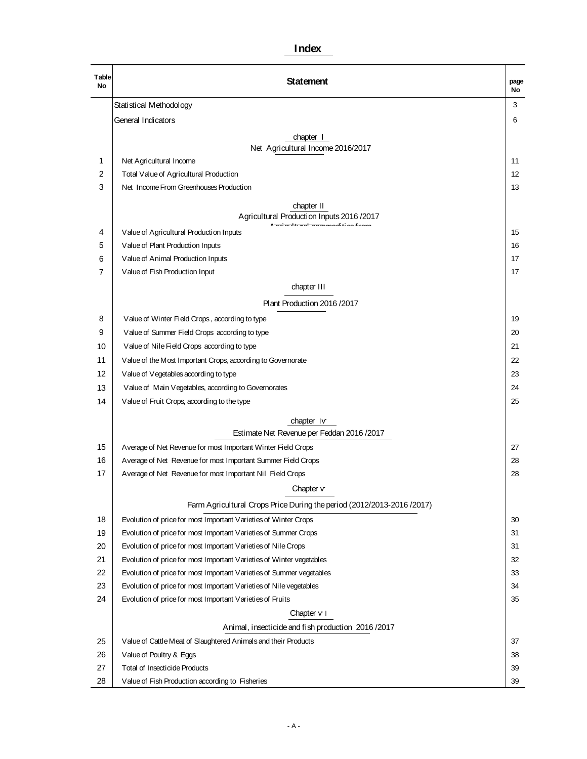# Index

| Table No | Statement | page No |
|---|---|---|
| | Statistical Methodology | 3 |
| | General Indicators | 6 |
| | **chapter I** | |
| | **Net Agricultural Income 2016/2017** | |
| 1 | Net Agricultural Income | 11 |
| 2 | Total Value of Agricultural Production | 12 |
| 3 | Net Income From Greenhouses Production | 13 |
| | **chapter II** | |
| | **Agricultural Production Inputs 2016 /2017** | |
| 4 | Value of Agricultural Production Inputs | 15 |
| 5 | Value of Plant Production Inputs | 16 |
| 6 | Value of Animal Production Inputs | 17 |
| 7 | Value of Fish Production Input | 17 |
| | **chapter III** | |
| | **Plant Production 2016 /2017** | |
| 8 | Value of Winter Field Crops , according to type | 19 |
| 9 | Value of Summer Field Crops according to type | 20 |
| 10 | Value of Nile Field Crops according to type | 21 |
| 11 | Value of the Most Important Crops, according to Governorate | 22 |
| 12 | Value of Vegetables according to type | 23 |
| 13 | Value of Main Vegetables, according to Governorates | 24 |
| 14 | Value of Fruit Crops, according to the type | 25 |
| | **chapter Iv** | |
| | **Estimate Net Revenue per Feddan 2016 /2017** | |
| 15 | Average of Net Revenue for most Important Winter Field Crops | 27 |
| 16 | Average of Net Revenue for most Important Summer Field Crops | 28 |
| 17 | Average of Net Revenue for most Important Nil Field Crops | 28 |
| | **Chapter v** | |
| | **Farm Agricultural Crops Price During the period (2012/2013-2016 /2017)** | |
| 18 | Evolution of price for most Important Varieties of Winter Crops | 30 |
| 19 | Evolution of price for most Important Varieties of Summer Crops | 31 |
| 20 | Evolution of price for most Important Varieties of Nile Crops | 31 |
| 21 | Evolution of price for most Important Varieties of Winter vegetables | 32 |
| 22 | Evolution of price for most Important Varieties of Summer vegetables | 33 |
| 23 | Evolution of price for most Important Varieties of Nile vegetables | 34 |
| 24 | Evolution of price for most Important Varieties of Fruits | 35 |
| | **Chapter v I** | |
| | **Animal, insecticide and fish production 2016 /2017** | |
| 25 | Value of Cattle Meat of Slaughtered Animals and their Products | 37 |
| 26 | Value of Poultry & Eggs | 38 |
| 27 | Total of Insecticide Products | 39 |
| 28 | Value of Fish Production according to Fisheries | 39 |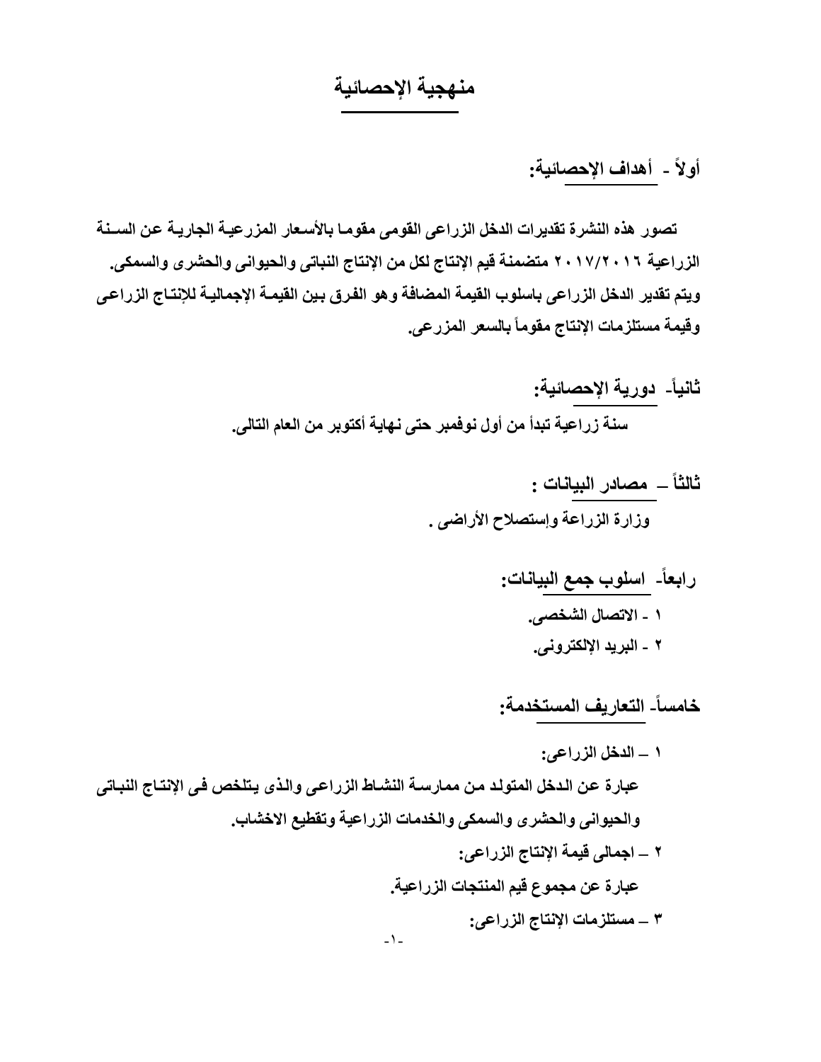# منهجية الإحصائية

## أولاً - أهداف الإحصائية:

**تصور هذه النشرة تقديرات الدخل الزراعى القومى مقوما بالأسعار المزرعية الجارية عن السنة الزراعية ٢٠١٧/٢٠١٦ متضمنة قيم الإنتاج لكل من الإنتاج النباتى والحيوانى والحشرى والسمكى. ويتم تقدير الدخل الزراعى باسلوب القيمة المضافة وهو الفرق بين القيمة الإجمالية للإنتاج الزراعى وقيمة مستلزمات الإنتاج مقوماً بالسعر المزرعى.**

## ثانياً- دورية الإحصائية:

**سنة زراعية تبدأ من أول نوفمبر حتى نهاية أكتوبر من العام التالى.**

## ثالثاً – مصادر البيانات :

**وزارة الزراعة وإستصلاح الأراضى .**

## رابعاً- اسلوب جمع البيانات:

**١ - الاتصال الشخصى.**
**٢ - البريد الإلكترونى.**

## خامساً- التعاريف المستخدمة:

**١ – الدخل الزراعى:**

**عبارة عن الدخل المتولد من ممارسة النشاط الزراعى والذى يتلخص فى الإنتاج النباتى والحيوانى والحشرى والسمكى والخدمات الزراعية وتقطيع الاخشاب.**

**٢ – اجمالى قيمة الإنتاج الزراعى:**

**عبارة عن مجموع قيم المنتجات الزراعية.**

**٣ – مستلزمات الإنتاج الزراعى:**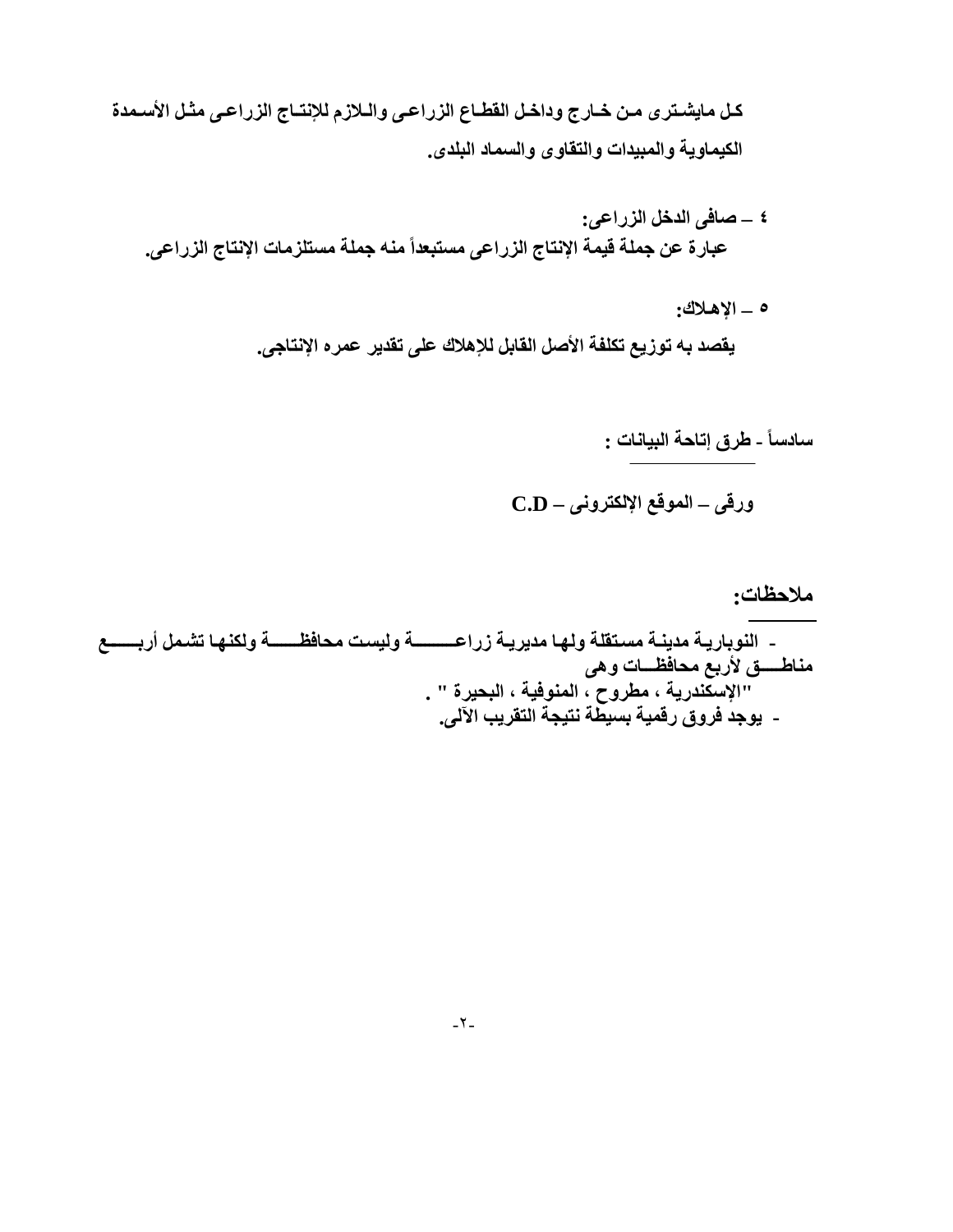**كل مايشترى من خارج وداخل القطاع الزراعى واللازم للإنتاج الزراعى مثل الأسمدة الكيماوية والمبيدات والتقاوى والسماد البلدى.**

**٤ – صافى الدخل الزراعى:**

**عبارة عن جملة قيمة الإنتاج الزراعى مستبعداً منه جملة مستلزمات الإنتاج الزراعى.**

**٥ – الإهلاك:**

**يقصد به توزيع تكلفة الأصل القابل للإهلاك على تقدير عمره الإنتاجى.**

**سادساً - طرق إتاحة البيانات :**

**ورقى – الموقع الإلكترونى – C.D**

**ملاحظات:**

- **النوبارية مدينة مستقلة ولها مديرية زراعة وليست محافظة ولكنها تشمل أربع مناطق لأربع محافظات وهى "الإسكندرية ، مطروح ، المنوفية ، البحيرة " .**
- **يوجد فروق رقمية بسيطة نتيجة التقريب الآلى.**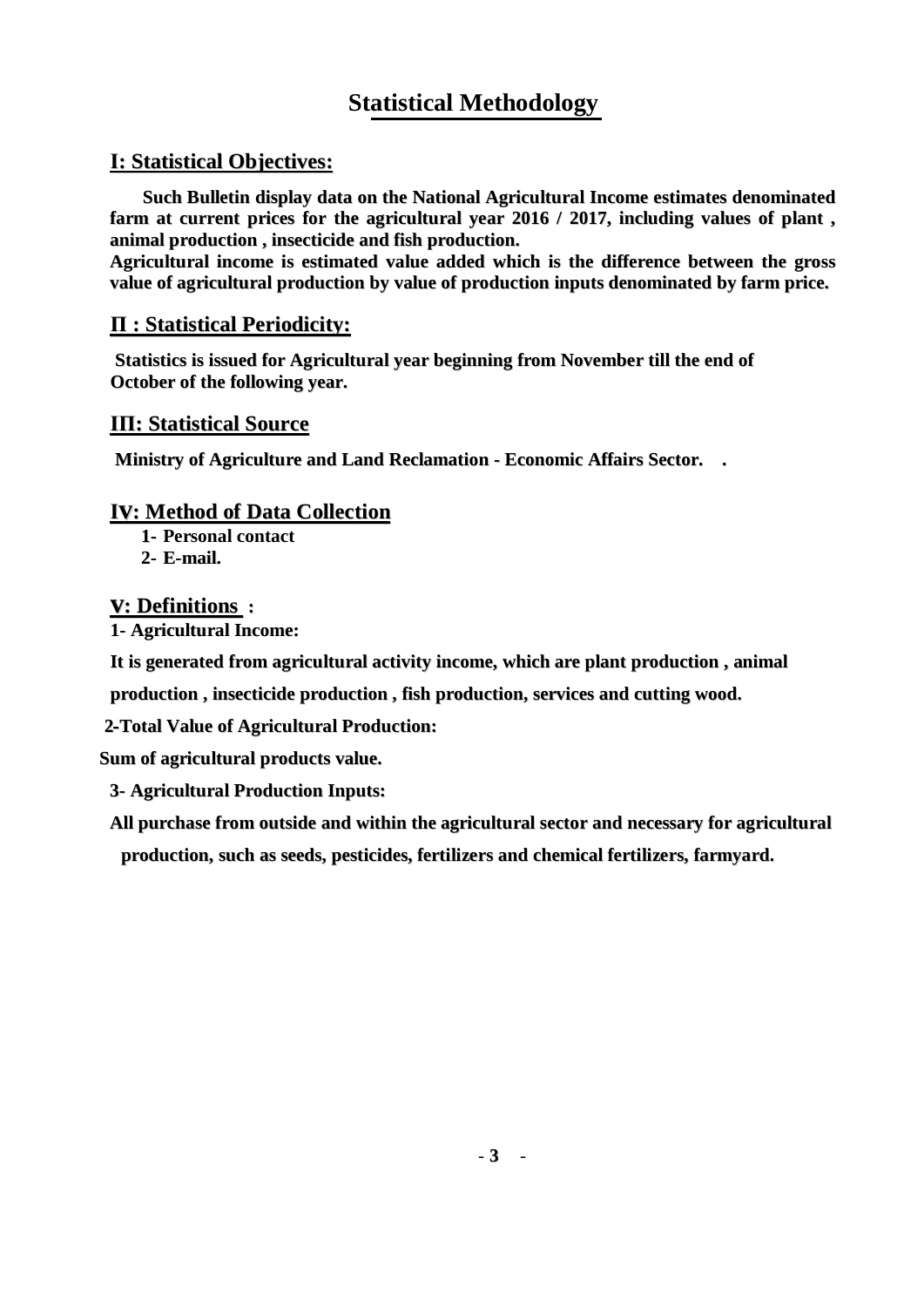# Statistical Methodology

## I: Statistical Objectives:

**Such Bulletin display data on the National Agricultural Income estimates denominated farm at current prices for the agricultural year 2016 / 2017, including values of plant , animal production , insecticide and fish production.**

**Agricultural income is estimated value added which is the difference between the gross value of agricultural production by value of production inputs denominated by farm price.**

## II : Statistical Periodicity:

**Statistics is issued for Agricultural year beginning from November till the end of October of the following year.**

## III: Statistical Source

**Ministry of Agriculture and Land Reclamation - Economic Affairs Sector. .**

## IV: Method of Data Collection

1. **Personal contact**
2. **E-mail.**

## V: Definitions :

**1- Agricultural Income:**

**It is generated from agricultural activity income, which are plant production , animal production , insecticide production , fish production, services and cutting wood.**

**2-Total Value of Agricultural Production:**

**Sum of agricultural products value.**

**3- Agricultural Production Inputs:**

**All purchase from outside and within the agricultural sector and necessary for agricultural production, such as seeds, pesticides, fertilizers and chemical fertilizers, farmyard.**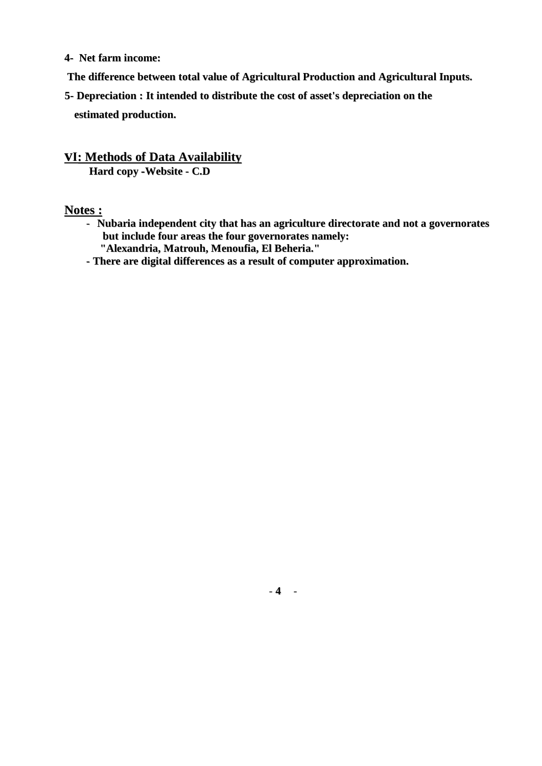**4- Net farm income:**

**The difference between total value of Agricultural Production and Agricultural Inputs.**

**5- Depreciation : It intended to distribute the cost of asset's depreciation on the estimated production.**

## VI: Methods of Data Availability

**Hard copy -Website - C.D**

## Notes :

- **Nubaria independent city that has an agriculture directorate and not a governorates but include four areas the four governorates namely: "Alexandria, Matrouh, Menoufia, El Beheria."**
- **There are digital differences as a result of computer approximation.**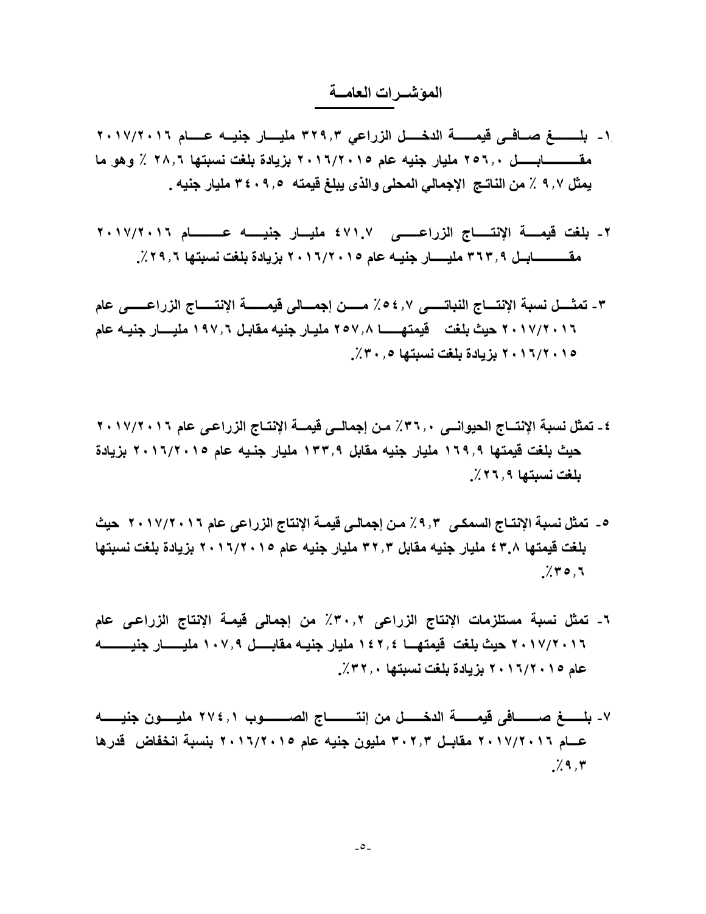## المؤشـرات العامــة

١- بلــــغ صـافـى قيمـــة الدخـــل الزراعي ٣٢٩,٣ مليـــار جنيــه عـــام ٢٠١٧/٢٠١٦ مقـــــابـــل ٢٥٦,٠ مليار جنيه عام ٢٠١٦/٢٠١٥ بزيادة بلغت نسبتها ٢٨,٦ ٪ وهو ما يمثل ٩,٧ ٪ من الناتـج الإجمالي المحلى والذى يبلغ قيمته ٣٤٠٩,٥ مليار جنيه .

٢- بلغت قيمـــة الإنتـــاج الزراعـــى ٤٧١.٧ مليـار جنيـــه عـــــام ٢٠١٧/٢٠١٦ مقـــــابـل ٣٦٣,٩ مليــــار جنيـه عام ٢٠١٦/٢٠١٥ بزيادة بلغت نسبتها ٢٩,٦٪.

٣- تمثـــل نسبة الإنتـــاج النباتـــى ٥٤,٧٪ مـــن إجمـــالى قيمـــة الإنتـــاج الزراعـــى عام ٢٠١٧/٢٠١٦ حيث بلغت قيمتهـــا ٢٥٧,٨ مليار جنيه مقابل ١٩٧,٦ مليــــار جنيـه عام ٢٠١٦/٢٠١٥ بزيادة بلغت نسبتها ٣٠,٥٪.

٤- تمثل نسبة الإنتــاج الحيوانــى ٣٦,٠٪ من إجمالــى قيمــة الإنتـاج الزراعى عام ٢٠١٧/٢٠١٦ حيث بلغت قيمتها ١٦٩,٩ مليار جنيه مقابل ١٣٣,٩ مليار جنيه عام ٢٠١٦/٢٠١٥ بزيادة بلغت نسبتها ٢٦,٩٪.

٥- تمثل نسبة الإنتـاج السمكى ٩,٣٪ من إجمالى قيمـة الإنتاج الزراعى عام ٢٠١٧/٢٠١٦ حيث بلغت قيمتها ٤٣.٨ مليار جنيه مقابل ٣٢,٣ مليار جنيه عام ٢٠١٦/٢٠١٥ بزيادة بلغت نسبتها ٣٥,٦٪.

٦- تمثل نسبة مستلزمات الإنتاج الزراعى ٣٠,٢٪ من إجمالى قيمـة الإنتاج الزراعى عام ٢٠١٧/٢٠١٦ حيث بلغت قيمتهـا ١٤٢,٤ مليار جنيـه مقابـــل ١٠٧,٩ مليــــار جنيـــــه عام ٢٠١٦/٢٠١٥ بزيادة بلغت نسبتها ٣٢,٠٪.

٧- بلـــغ صــــافى قيمــــة الدخـــل من إنتـــــاج الصـــــوب ٢٧٤,١ مليـــون جنيـــه عــام ٢٠١٧/٢٠١٦ مقابـل ٣٠٢,٣ مليون جنيه عام ٢٠١٦/٢٠١٥ بنسبة انخفاض قدرها ٩,٣٪.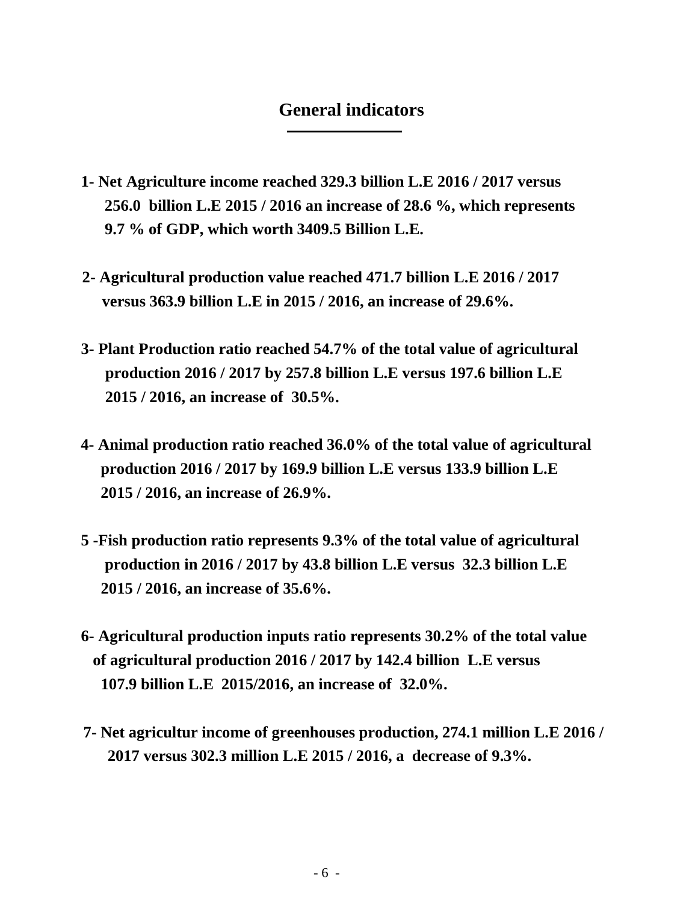# General indicators

**1- Net Agriculture income reached 329.3 billion L.E 2016 / 2017 versus 256.0 billion L.E 2015 / 2016 an increase of 28.6 %, which represents 9.7 % of GDP, which worth 3409.5 Billion L.E.**

**2- Agricultural production value reached 471.7 billion L.E 2016 / 2017 versus 363.9 billion L.E in 2015 / 2016, an increase of 29.6%.**

**3- Plant Production ratio reached 54.7% of the total value of agricultural production 2016 / 2017 by 257.8 billion L.E versus 197.6 billion L.E 2015 / 2016, an increase of 30.5%.**

**4- Animal production ratio reached 36.0% of the total value of agricultural production 2016 / 2017 by 169.9 billion L.E versus 133.9 billion L.E 2015 / 2016, an increase of 26.9%.**

**5 -Fish production ratio represents 9.3% of the total value of agricultural production in 2016 / 2017 by 43.8 billion L.E versus 32.3 billion L.E 2015 / 2016, an increase of 35.6%.**

**6- Agricultural production inputs ratio represents 30.2% of the total value of agricultural production 2016 / 2017 by 142.4 billion L.E versus 107.9 billion L.E 2015/2016, an increase of 32.0%.**

**7- Net agricultur income of greenhouses production, 274.1 million L.E 2016 / 2017 versus 302.3 million L.E 2015 / 2016, a decrease of 9.3%.**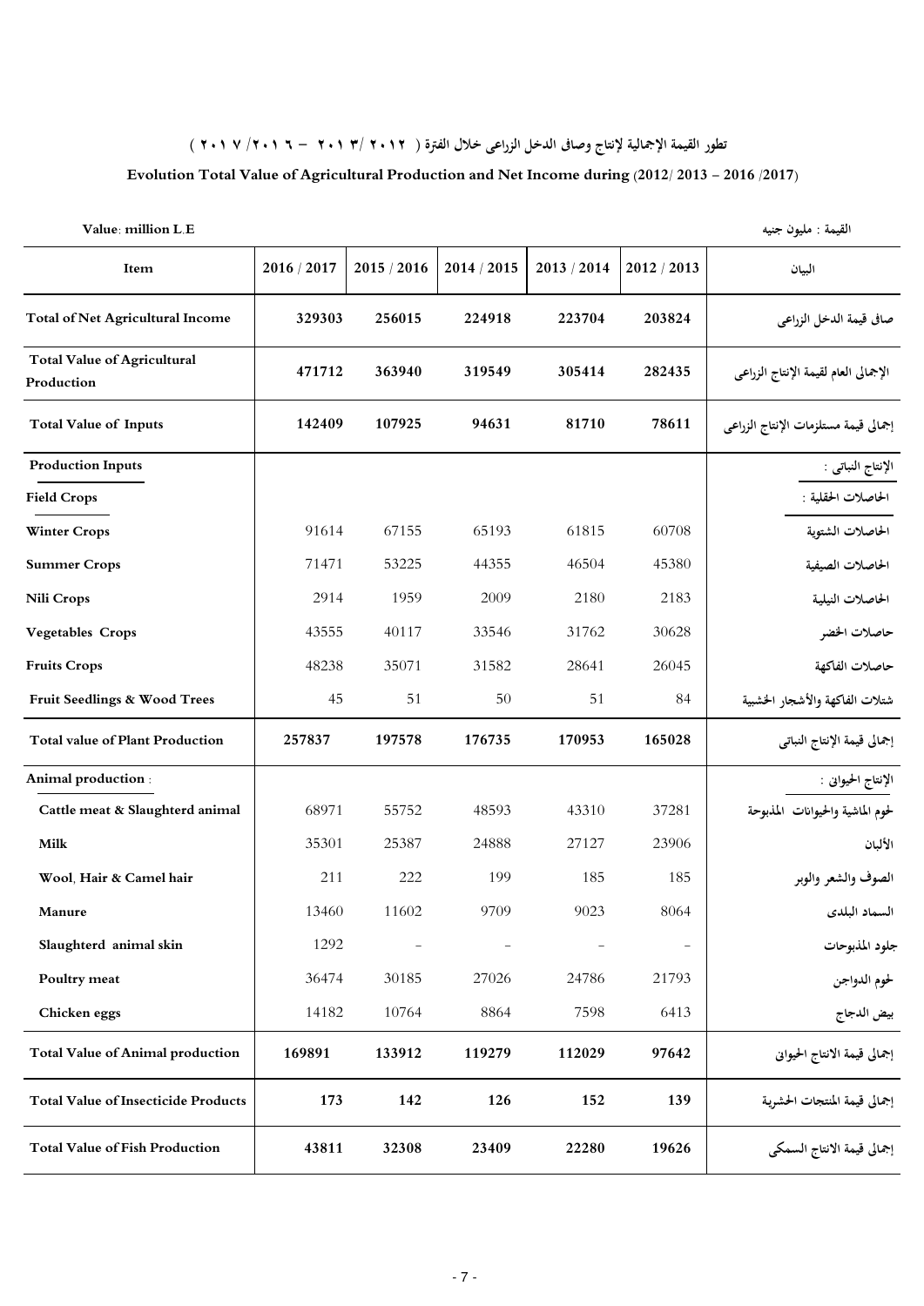## تطور القيمة الإجمالية لإنتاج وصافى الدخل الزراعى خلال الفترة ( ٢٠١٢ /٢٠١٣ – ٢٠١٦ /٢٠١٧ )

## Evolution Total Value of Agricultural Production and Net Income during (2012/ 2013 – 2016 /2017)

Value: million L.E — القيمة : مليون جنيه

| Item | 2016 / 2017 | 2015 / 2016 | 2014 / 2015 | 2013 / 2014 | 2012 / 2013 | البيان |
|---|---|---|---|---|---|---|
| **Total of Net Agricultural Income** | **329303** | **256015** | **224918** | **223704** | **203824** | صافى قيمة الدخل الزراعى |
| **Total Value of Agricultural Production** | **471712** | **363940** | **319549** | **305414** | **282435** | الإجمالى العام لقيمة الإنتاج الزراعى |
| **Total Value of Inputs** | **142409** | **107925** | **94631** | **81710** | **78611** | إجمالى قيمة مستلزمات الإنتاج الزراعى |
| **Production Inputs** | | | | | | الإنتاج النباتى : |
| **Field Crops** | | | | | | الحاصلات الحقلية : |
| **Winter Crops** | 91614 | 67155 | 65193 | 61815 | 60708 | الحاصلات الشتوية |
| **Summer Crops** | 71471 | 53225 | 44355 | 46504 | 45380 | الحاصلات الصيفية |
| **Nili Crops** | 2914 | 1959 | 2009 | 2180 | 2183 | الحاصلات النيلية |
| **Vegetables Crops** | 43555 | 40117 | 33546 | 31762 | 30628 | حاصلات الخضر |
| **Fruits Crops** | 48238 | 35071 | 31582 | 28641 | 26045 | حاصلات الفاكهة |
| **Fruit Seedlings & Wood Trees** | 45 | 51 | 50 | 51 | 84 | شتلات الفاكهة والأشجار الخشبية |
| **Total value of Plant Production** | **257837** | **197578** | **176735** | **170953** | **165028** | إجمالى قيمة الإنتاج النباتى |
| **Animal production :** | | | | | | الإنتاج الحيوانى : |
| **Cattle meat & Slaughterd animal** | 68971 | 55752 | 48593 | 43310 | 37281 | لحوم الماشية والحيوانات المذبوحة |
| **Milk** | 35301 | 25387 | 24888 | 27127 | 23906 | الألبان |
| **Wool, Hair & Camel hair** | 211 | 222 | 199 | 185 | 185 | الصوف والشعر والوبر |
| **Manure** | 13460 | 11602 | 9709 | 9023 | 8064 | السماد البلدى |
| **Slaughterd animal skin** | 1292 | - | - | - | - | جلود المذبوحات |
| **Poultry meat** | 36474 | 30185 | 27026 | 24786 | 21793 | لحوم الدواجن |
| **Chicken eggs** | 14182 | 10764 | 8864 | 7598 | 6413 | بيض الدجاج |
| **Total Value of Animal production** | **169891** | **133912** | **119279** | **112029** | **97642** | إجمالى قيمة الانتاج الحيوانى |
| **Total Value of Insecticide Products** | **173** | **142** | **126** | **152** | **139** | إجمالى قيمة المنتجات الحشرية |
| **Total Value of Fish Production** | **43811** | **32308** | **23409** | **22280** | **19626** | إجمالى قيمة الانتاج السمكى |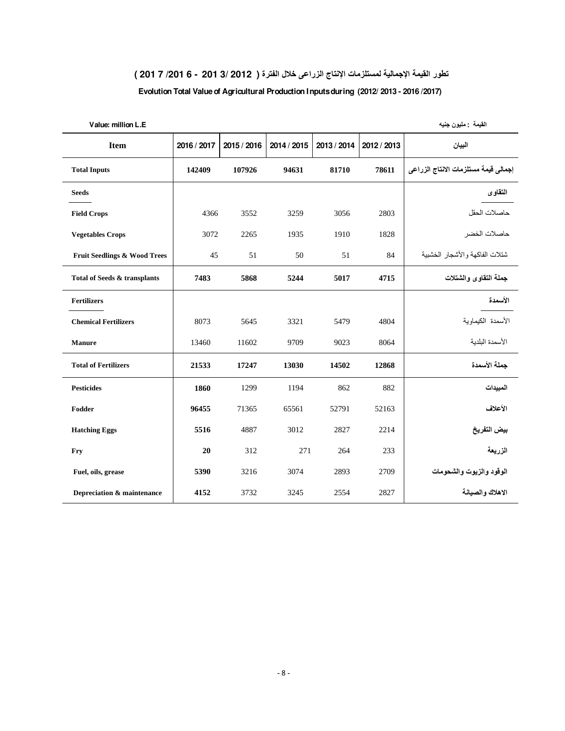## تطور القيمة الإجمالية لمستلزمات الإنتاج الزراعى خلال الفترة ( 2012 /2013 - 2016 /2017 )

## Evolution Total Value of Agricultural Production Inputs during (2012/ 2013 - 2016 /2017)

Value: million L.E | القيمة : مليون جنيه

| Item | 2016 / 2017 | 2015 / 2016 | 2014 / 2015 | 2013 / 2014 | 2012 / 2013 | البيان |
|---|---|---|---|---|---|---|
| **Total Inputs** | **142409** | **107926** | **94631** | **81710** | **78611** | **إجمالى قيمة مستلزمات الانتاج الزراعى** |
| **Seeds** | | | | | | **التقاوى** |
| **Field Crops** | 4366 | 3552 | 3259 | 3056 | 2803 | حاصلات الحقل |
| **Vegetables Crops** | 3072 | 2265 | 1935 | 1910 | 1828 | حاصلات الخضر |
| **Fruit Seedlings & Wood Trees** | 45 | 51 | 50 | 51 | 84 | شتلات الفاكهة والأشجار الخشبية |
| **Total of Seeds & transplants** | **7483** | **5868** | **5244** | **5017** | **4715** | **جملة التقاوى والشتلات** |
| **Fertilizers** | | | | | | **الأسمدة** |
| **Chemical Fertilizers** | 8073 | 5645 | 3321 | 5479 | 4804 | الأسمدة الكيماوية |
| **Manure** | 13460 | 11602 | 9709 | 9023 | 8064 | الأسمدة البلدية |
| **Total of Fertilizers** | **21533** | **17247** | **13030** | **14502** | **12868** | **جملة الأسمدة** |
| **Pesticides** | **1860** | 1299 | 1194 | 862 | 882 | **المبيدات** |
| **Fodder** | **96455** | 71365 | 65561 | 52791 | 52163 | **الأعلاف** |
| **Hatching Eggs** | **5516** | 4887 | 3012 | 2827 | 2214 | **بيض التفريخ** |
| **Fry** | **20** | 312 | 271 | 264 | 233 | **الزريعة** |
| **Fuel, oils, grease** | **5390** | 3216 | 3074 | 2893 | 2709 | **الوقود والزيوت والشحومات** |
| **Depreciation & maintenance** | **4152** | 3732 | 3245 | 2554 | 2827 | **الاهلاك والصيانة** |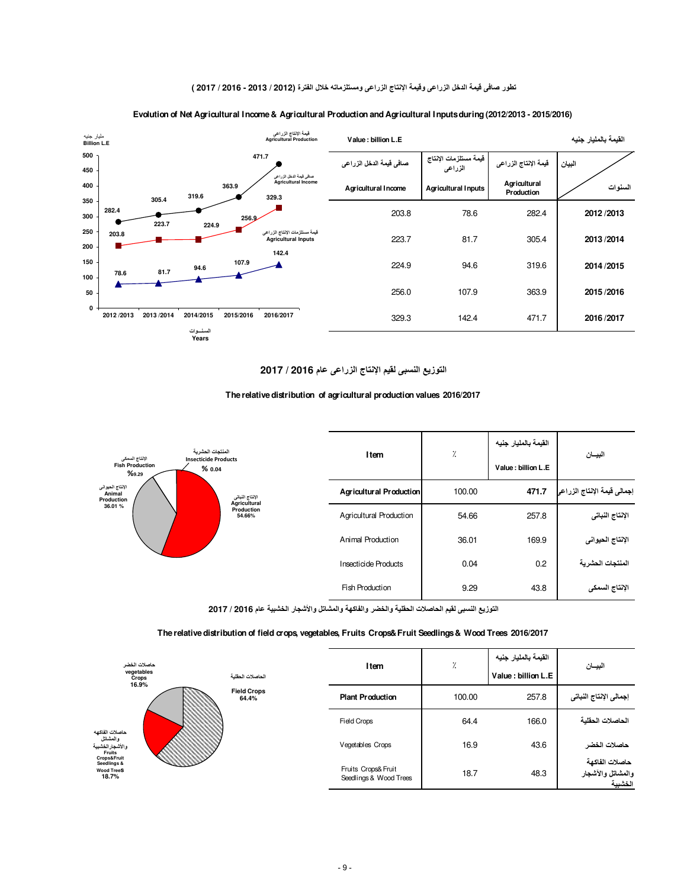## تطور صافى قيمة الدخل الزراعى وقيمة الإنتاج الزراعى ومستلزماته خلال الفترة (2012 / 2013 - 2016 / 2017 )

## Evolution of Net Agricultural Income & Agricultural Production and Agricultural Inputs during (2012/2013 - 2015/2016)

Value : billion L.E — القيمة بالمليار جنيه

| السنوات | قيمة الإنتاج الزراعى Agricultural Production | قيمة مستلزمات الانتاج الزراعى Agricultural Inputs | صافى قيمة الدخل الزراعى Agricultural Income |
|---|---|---|---|
| 2012 /2013 | 282.4 | 78.6 | 203.8 |
| 2013 /2014 | 305.4 | 81.7 | 223.7 |
| 2014 /2015 | 319.6 | 94.6 | 224.9 |
| 2015 /2016 | 363.9 | 107.9 | 256.0 |
| 2016 /2017 | 471.7 | 142.4 | 329.3 |

## التوزيع النسبى لقيم الإنتاج الزراعى عام 2016 / 2017

## The relative distribution of agricultural production values 2016/2017

| البيــان | القيمة بالمليار جنيه Value : billion L.E | ٪ | Item |
|---|---|---|---|
| **إجمالى قيمة الإنتاج الزراعى** | **471.7** | 100.00 | **Agricultural Production** |
| الإنتاج النباتى | 257.8 | 54.66 | Agricultural Production |
| الإنتاج الحيوانى | 169.9 | 36.01 | Animal Production |
| المنتجات الحشرية | 0.2 | 0.04 | Insecticide Products |
| الإنتاج السمكى | 43.8 | 9.29 | Fish Production |

## التوزيع النسبى لقيم الحاصلات الحقلية والخضر والفاكهة والمشاتل والأشجار الخشبية عام 2016 / 2017

## The relative distribution of field crops, vegetables, Fruits Crops& Fruit Seedlings & Wood Trees 2016/2017

| البيــان | القيمة بالمليار جنيه Value : billion L.E | ٪ | Item |
|---|---|---|---|
| **إجمالى الإنتاج النباتى** | 257.8 | 100.00 | **Plant Production** |
| الحاصلات الحقلية | 166.0 | 64.4 | Field Crops |
| حاصلات الخضر | 43.6 | 16.9 | Vegetables Crops |
| حاصلات الفاكهة والمشاتل والأشجار الخشبية | 48.3 | 18.7 | Fruits Crops& Fruit Seedlings & Wood Trees |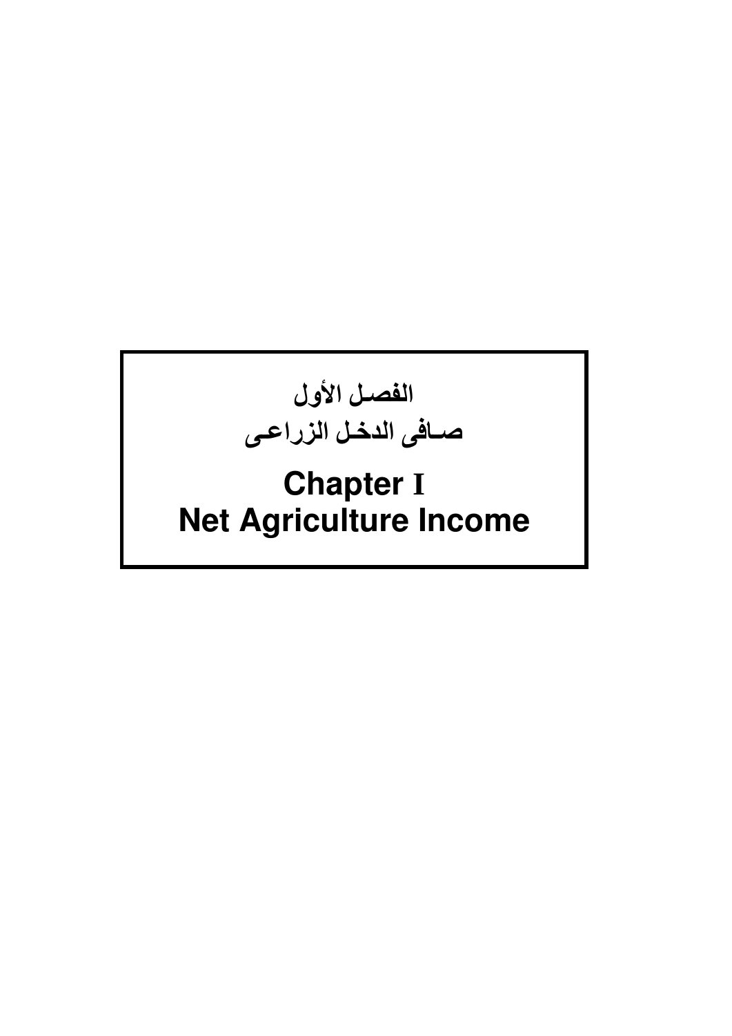# الفصـل الأول
# صـافى الدخـل الزراعـى

# Chapter I
# Net Agriculture Income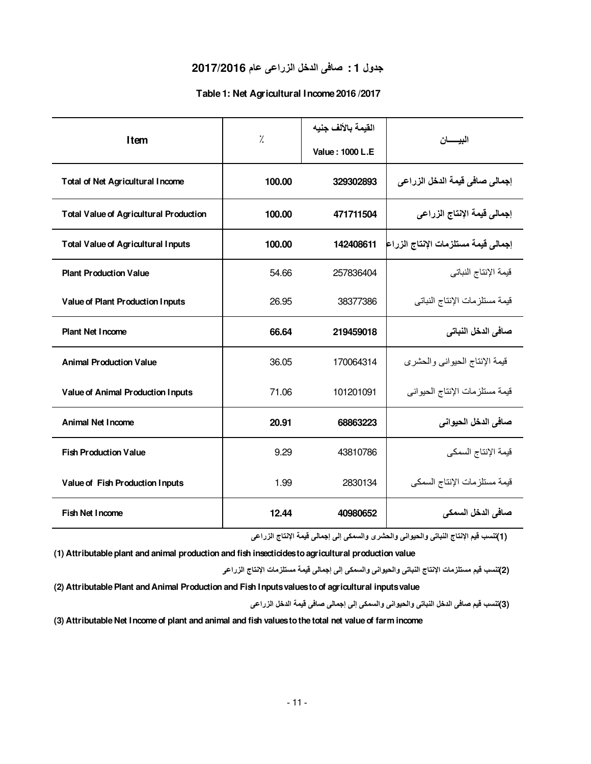## جدول 1 : صافى الدخل الزراعى عام 2017/2016

### Table 1: Net Agricultural Income 2016 /2017

| Item | ٪ | القيمة بالألف جنيه Value : 1000 L.E | البيـــــان |
|---|---|---|---|
| **Total of Net Agricultural Income** | **100.00** | **329302893** | **إجمالى صافى قيمة الدخل الزراعى** |
| **Total Value of Agricultural Production** | **100.00** | **471711504** | **إجمالى قيمة الإنتاج الزراعى** |
| **Total Value of Agricultural Inputs** | **100.00** | **142408611** | **إجمالى قيمة مستلزمات الإنتاج الزراعى** |
| **Plant Production Value** | 54.66 | 257836404 | قيمة الإنتاج النباتى |
| **Value of Plant Production Inputs** | 26.95 | 38377386 | قيمة مستلزمات الإنتاج النباتى |
| **Plant Net Income** | **66.64** | **219459018** | **صافى الدخل النباتى** |
| **Animal Production Value** | 36.05 | 170064314 | قيمة الإنتاج الحيوانى والحشرى |
| **Value of Animal Production Inputs** | 71.06 | 101201091 | قيمة مستلزمات الإنتاج الحيوانى |
| **Animal Net Income** | **20.91** | **68863223** | **صافى الدخل الحيوانى** |
| **Fish Production Value** | 9.29 | 43810786 | قيمة الإنتاج السمكى |
| **Value of Fish Production Inputs** | 1.99 | 2830134 | قيمة مستلزمات الإنتاج السمكى |
| **Fish Net Income** | **12.44** | **40980652** | **صافى الدخل السمكى** |

**(1)تنسب قيم الإنتاج النباتى والحيوانى والحشرى والسمكى إلى إجمالى قيمة الإنتاج الزراعى**

**(1) Attributable plant and animal production and fish insecticides to agricultural production value**

**(2)تنسب قيم مستلزمات الإنتاج النباتى والحيوانى والسمكى إلى إجمالى قيمة مستلزمات الإنتاج الزراعى**

**(2) Attributable Plant and Animal Production and Fish Inputs values to of agricultural inputs value**

**(3)تنسب قيم صافى الدخل النباتى والحيوانى والسمكى إلى إجمالى صافى قيمة الدخل الزراعى**

**(3) Attributable Net Income of plant and animal and fish values to the total net value of farm income**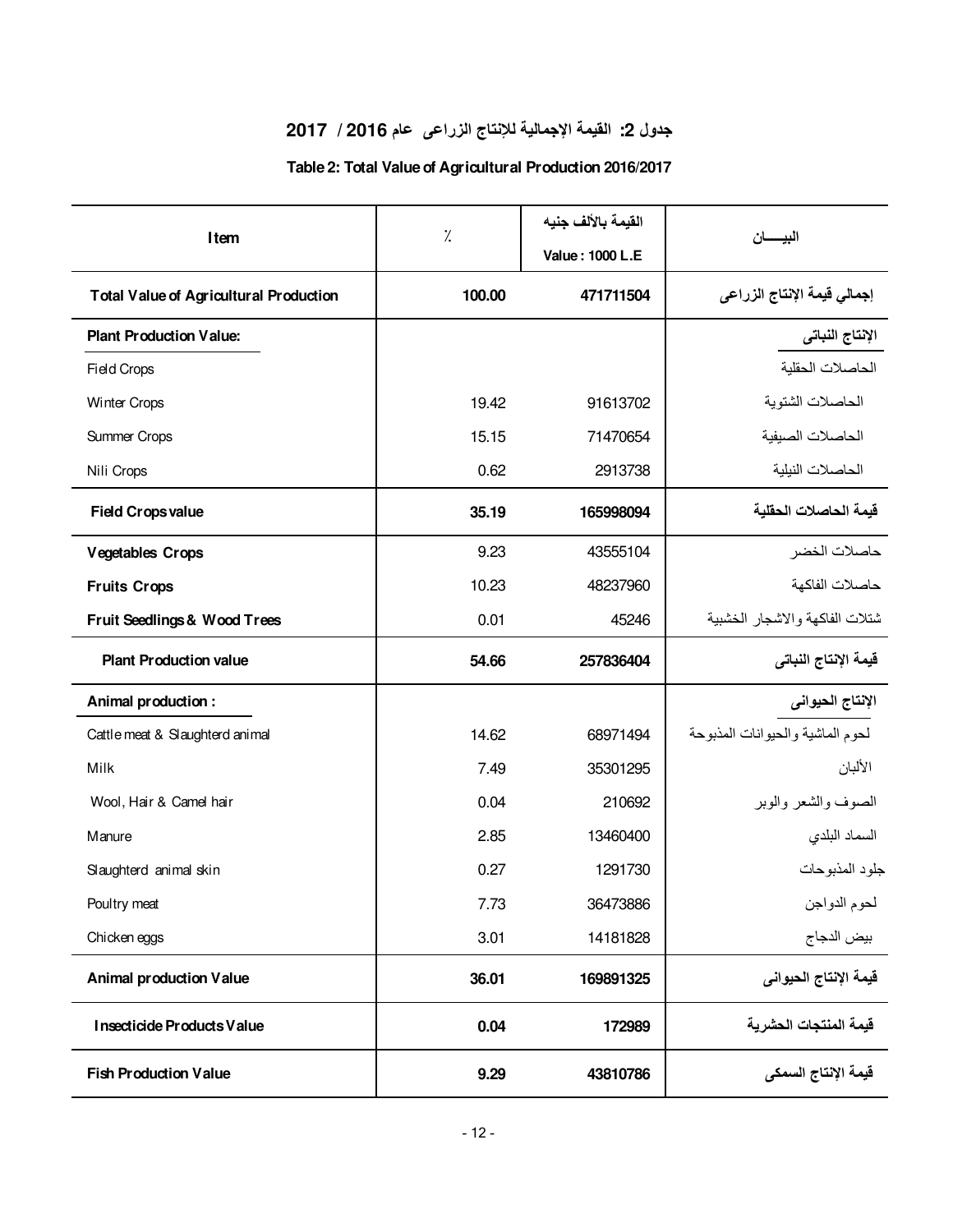## جدول 2: القيمة الإجمالية للإنتاج الزراعى عام 2016 / 2017

### Table 2: Total Value of Agricultural Production 2016/2017

| Item | % | القيمة بالألف جنيه Value : 1000 L.E | البيــــان |
|---|---|---|---|
| **Total Value of Agricultural Production** | **100.00** | **471711504** | **إجمالي قيمة الإنتاج الزراعى** |
| **Plant Production Value:** | | | **الإنتاج النباتى** |
| Field Crops | | | الحاصلات الحقلية |
| Winter Crops | 19.42 | 91613702 | الحاصلات الشتوية |
| Summer Crops | 15.15 | 71470654 | الحاصلات الصيفية |
| Nili Crops | 0.62 | 2913738 | الحاصلات النيلية |
| **Field Crops value** | **35.19** | **165998094** | **قيمة الحاصلات الحقلية** |
| **Vegetables Crops** | 9.23 | 43555104 | حاصلات الخضر |
| **Fruits Crops** | 10.23 | 48237960 | حاصلات الفاكهة |
| **Fruit Seedlings & Wood Trees** | 0.01 | 45246 | شتلات الفاكهة والاشجار الخشبية |
| **Plant Production value** | **54.66** | **257836404** | **قيمة الإنتاج النباتى** |
| **Animal production :** | | | **الإنتاج الحيوانى** |
| Cattle meat & Slaughterd animal | 14.62 | 68971494 | لحوم الماشية والحيوانات المذبوحة |
| Milk | 7.49 | 35301295 | الألبان |
| Wool, Hair & Camel hair | 0.04 | 210692 | الصوف والشعر والوبر |
| Manure | 2.85 | 13460400 | السماد البلدي |
| Slaughterd animal skin | 0.27 | 1291730 | جلود المذبوحات |
| Poultry meat | 7.73 | 36473886 | لحوم الدواجن |
| Chicken eggs | 3.01 | 14181828 | بيض الدجاج |
| **Animal production Value** | **36.01** | **169891325** | **قيمة الإنتاج الحيوانى** |
| **Insecticide Products Value** | **0.04** | **172989** | **قيمة المنتجات الحشرية** |
| **Fish Production Value** | **9.29** | **43810786** | **قيمة الإنتاج السمكى** |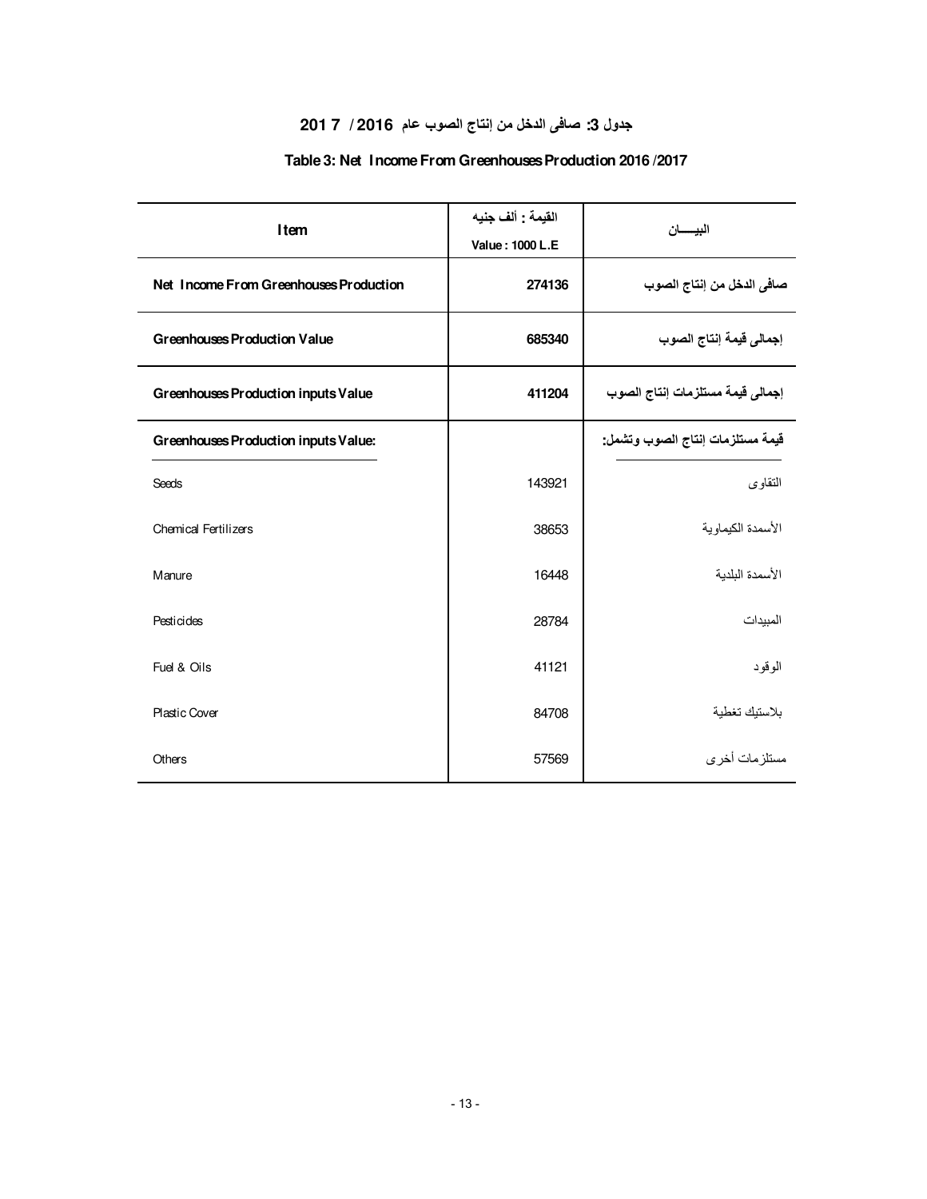## جدول 3: صافى الدخل من إنتاج الصوب عام 2016 / 2017

## Table 3: Net Income From Greenhouses Production 2016 /2017

| Item | القيمة : ألف جنيه Value : 1000 L.E | البيـــان |
|---|---|---|
| **Net Income From Greenhouses Production** | **274136** | **صافى الدخل من إنتاج الصوب** |
| **Greenhouses Production Value** | **685340** | **إجمالى قيمة إنتاج الصوب** |
| **Greenhouses Production inputs Value** | **411204** | **إجمالى قيمة مستلزمات إنتاج الصوب** |
| **Greenhouses Production inputs Value:** | | **قيمة مستلزمات إنتاج الصوب وتشمل:** |
| Seeds | 143921 | التقاوى |
| Chemical Fertilizers | 38653 | الأسمدة الكيماوية |
| Manure | 16448 | الأسمدة البلدية |
| Pesticides | 28784 | المبيدات |
| Fuel & Oils | 41121 | الوقود |
| Plastic Cover | 84708 | بلاستيك تغطية |
| Others | 57569 | مستلزمات أخرى |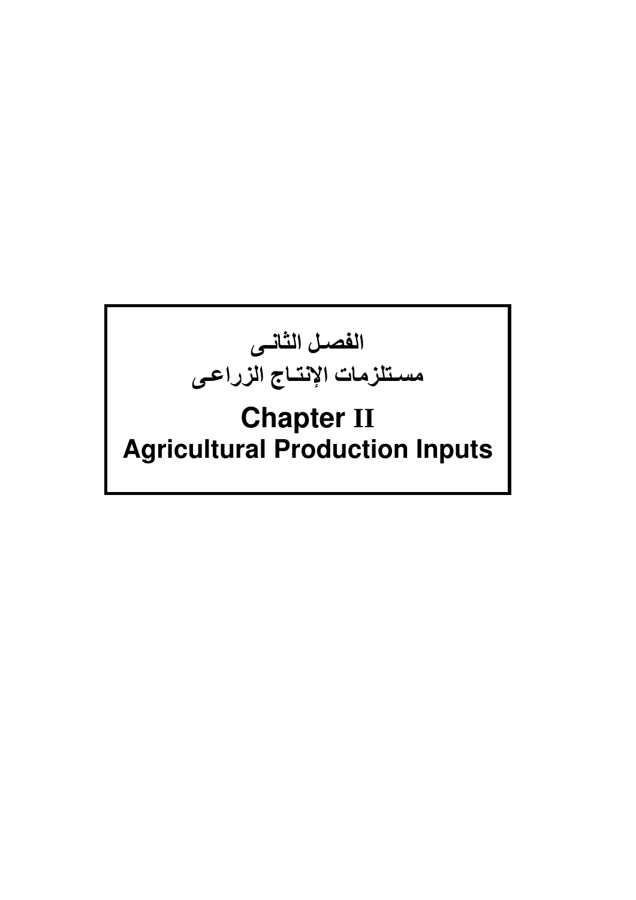# الفصـل الثانـى
# مسـتلزمات الإنتـاج الزراعـى

# Chapter II
# Agricultural Production Inputs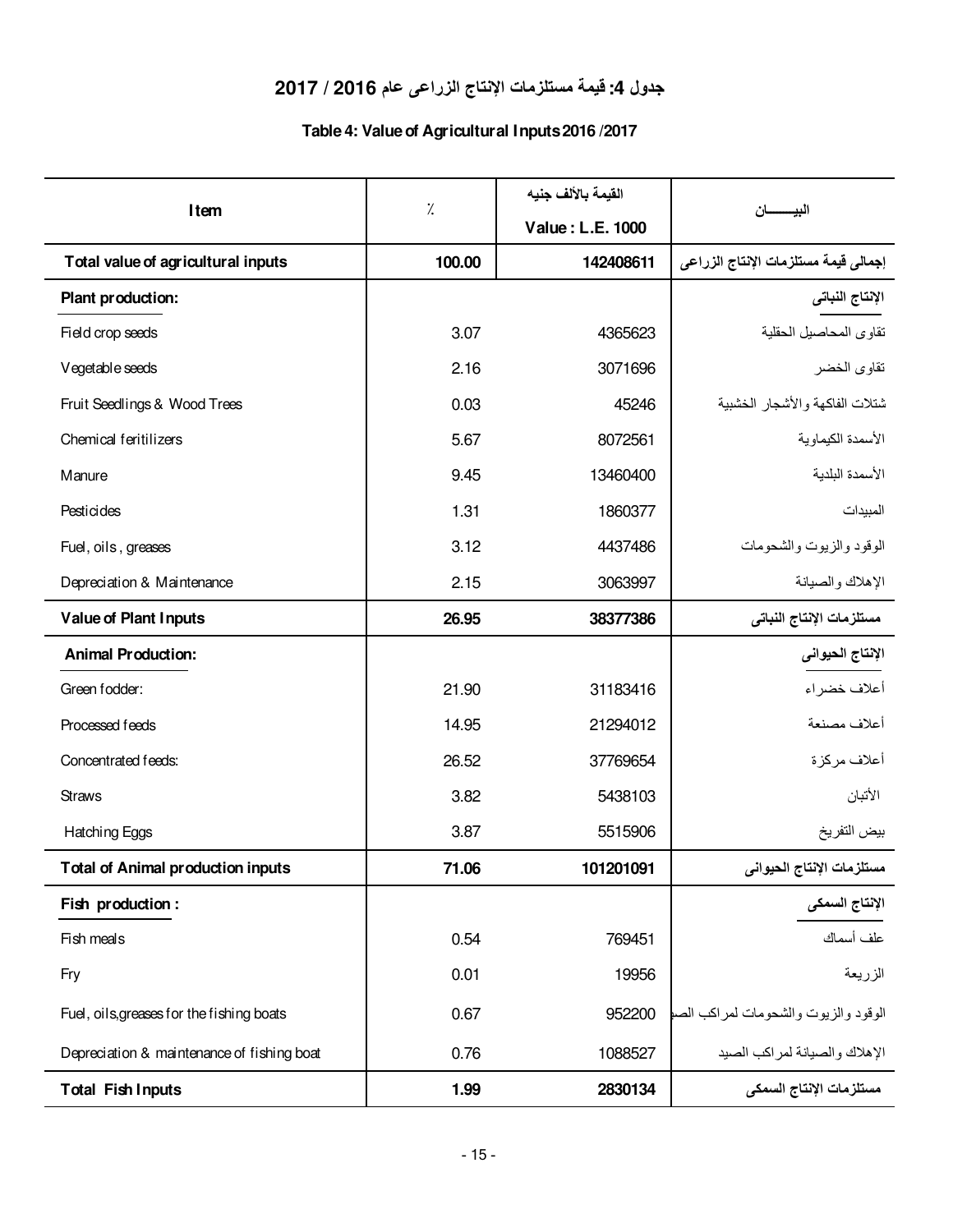## جدول 4: قيمة مستلزمات الإنتاج الزراعى عام 2016 / 2017

### Table 4: Value of Agricultural Inputs 2016 /2017

| Item | ٪ | القيمة بالألف جنيه Value : L.E. 1000 | البيـــــــان |
|---|---|---|---|
| **Total value of agricultural inputs** | **100.00** | **142408611** | **إجمالى قيمة مستلزمات الإنتاج الزراعى** |
| **Plant production:** | | | **الإنتاج النباتى** |
| Field crop seeds | 3.07 | 4365623 | تقاوى المحاصيل الحقلية |
| Vegetable seeds | 2.16 | 3071696 | تقاوى الخضر |
| Fruit Seedlings & Wood Trees | 0.03 | 45246 | شتلات الفاكهة والأشجار الخشبية |
| Chemical feritilizers | 5.67 | 8072561 | الأسمدة الكيماوية |
| Manure | 9.45 | 13460400 | الأسمدة البلدية |
| Pesticides | 1.31 | 1860377 | المبيدات |
| Fuel, oils , greases | 3.12 | 4437486 | الوقود والزيوت والشحومات |
| Depreciation & Maintenance | 2.15 | 3063997 | الإهلاك والصيانة |
| **Value of Plant Inputs** | **26.95** | **38377386** | **مستلزمات الإنتاج النباتى** |
| **Animal Production:** | | | **الإنتاج الحيوانى** |
| Green fodder: | 21.90 | 31183416 | أعلاف خضراء |
| Processed feeds | 14.95 | 21294012 | أعلاف مصنعة |
| Concentrated feeds: | 26.52 | 37769654 | أعلاف مركزة |
| Straws | 3.82 | 5438103 | الأتبان |
| Hatching Eggs | 3.87 | 5515906 | بيض التفريخ |
| **Total of Animal production inputs** | **71.06** | **101201091** | **مستلزمات الإنتاج الحيوانى** |
| **Fish production :** | | | **الإنتاج السمكى** |
| Fish meals | 0.54 | 769451 | علف أسماك |
| Fry | 0.01 | 19956 | الزريعة |
| Fuel, oils,greases for the fishing boats | 0.67 | 952200 | الوقود والزيوت والشحومات لمراكب الصيد |
| Depreciation & maintenance of fishing boat | 0.76 | 1088527 | الإهلاك والصيانة لمراكب الصيد |
| **Total Fish Inputs** | **1.99** | **2830134** | **مستلزمات الإنتاج السمكى** |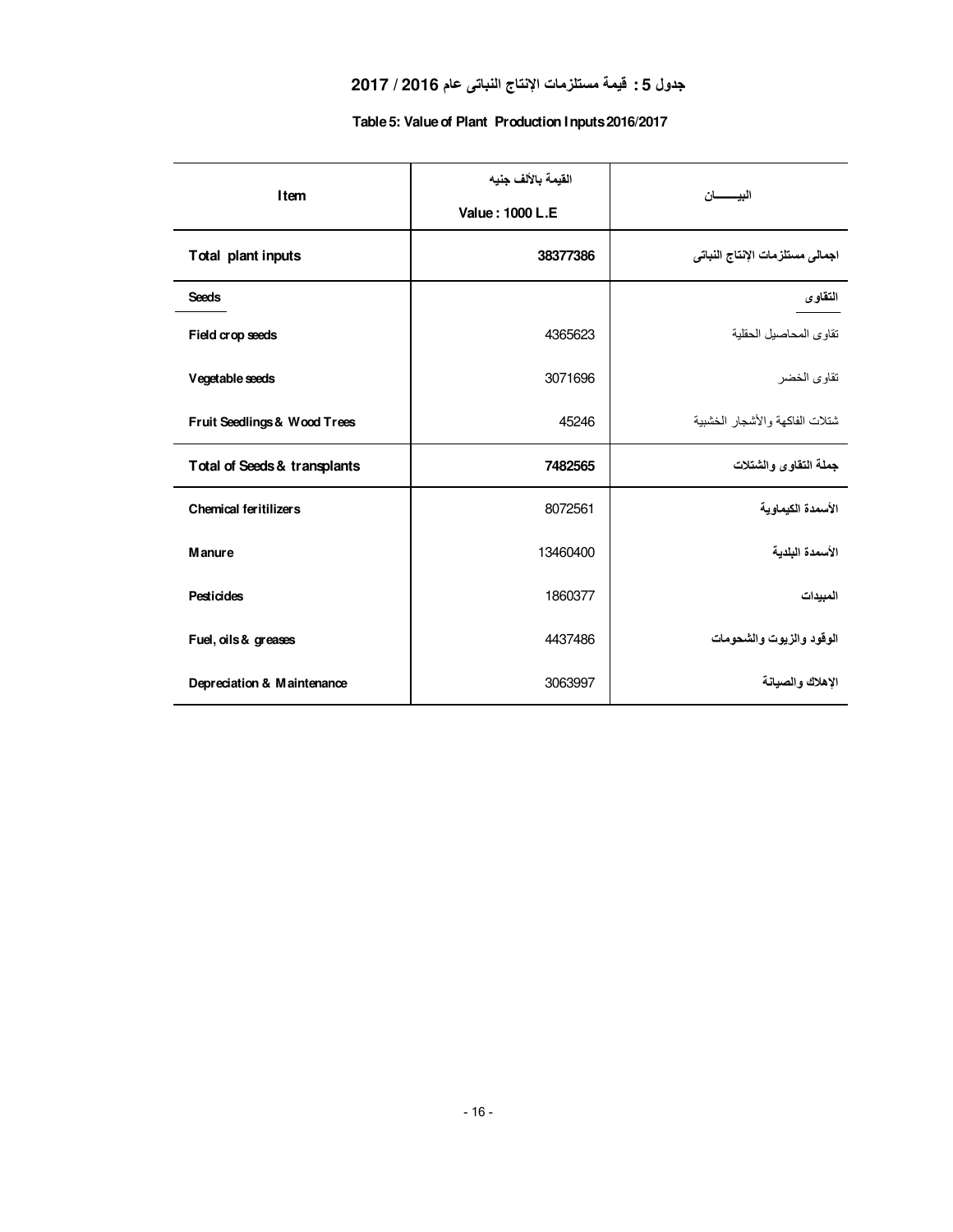## جدول 5 : قيمة مستلزمات الإنتاج النباتى عام 2016 / 2017

### Table 5: Value of Plant Production Inputs 2016/2017

| Item | القيمة بالألف جنيه Value : 1000 L.E | البيـــــــان |
|---|---|---|
| **Total plant inputs** | **38377386** | **اجمالى مستلزمات الإنتاج النباتى** |
| **Seeds** | | **التقاوى** |
| Field crop seeds | 4365623 | تقاوى المحاصيل الحقلية |
| Vegetable seeds | 3071696 | تقاوى الخضر |
| Fruit Seedlings & Wood Trees | 45246 | شتلات الفاكهة والأشجار الخشبية |
| **Total of Seeds & transplants** | **7482565** | **جملة التقاوى والشتلات** |
| Chemical feritilizers | 8072561 | الأسمدة الكيماوية |
| Manure | 13460400 | الأسمدة البلدية |
| Pesticides | 1860377 | المبيدات |
| Fuel, oils & greases | 4437486 | الوقود والزيوت والشحومات |
| Depreciation & Maintenance | 3063997 | الإهلاك والصيانة |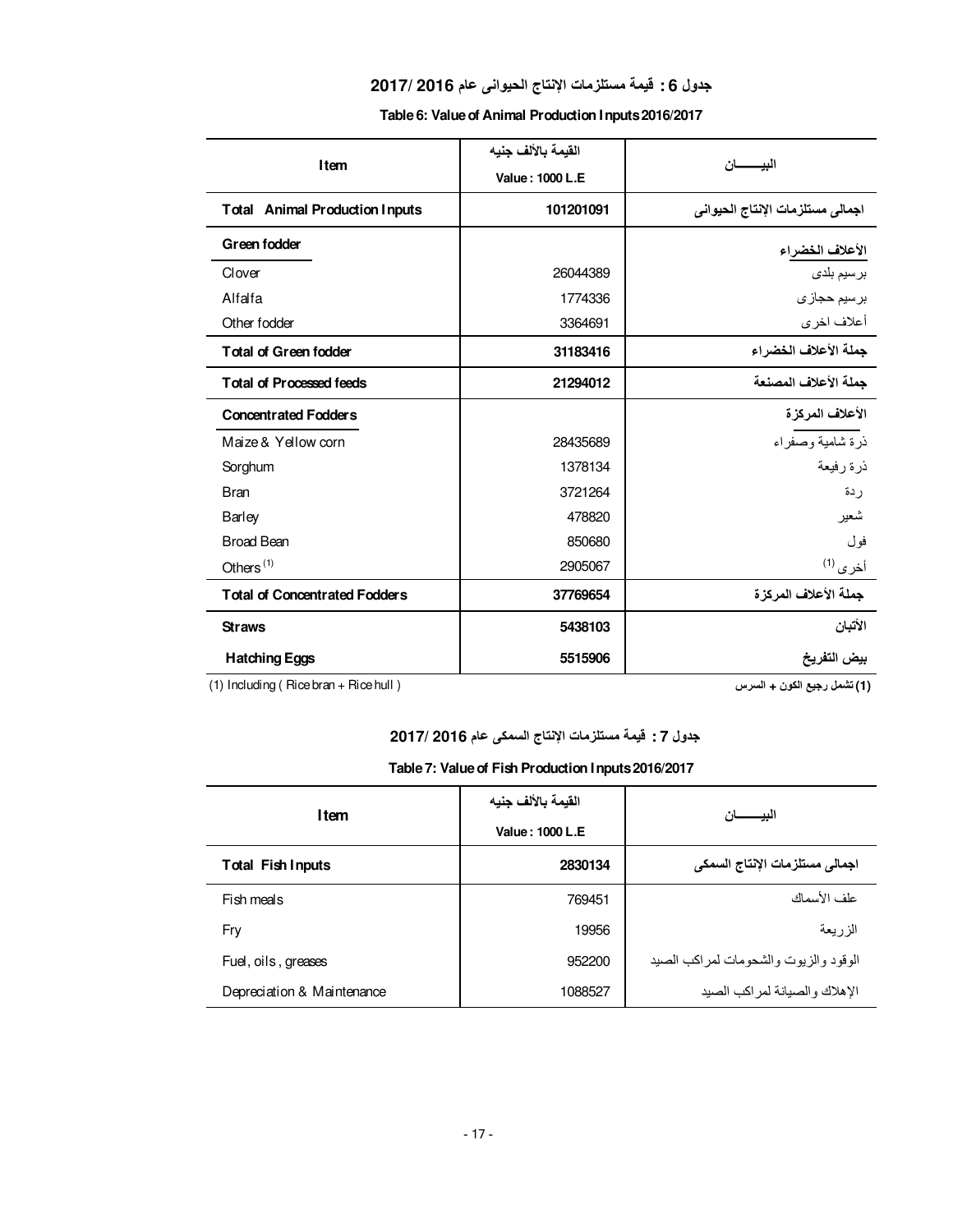## جدول 6 : قيمة مستلزمات الإنتاج الحيوانى عام 2016 /2017

### Table 6: Value of Animal Production Inputs 2016/2017

| Item | القيمة بالألف جنيه Value : 1000 L.E | البيـــــــان |
|---|---|---|
| **Total Animal Production Inputs** | **101201091** | **اجمالى مستلزمات الإنتاج الحيوانى** |
| **Green fodder** | | **الأعلاف الخضراء** |
| Clover | 26044389 | برسيم بلدى |
| Alfalfa | 1774336 | برسيم حجازى |
| Other fodder | 3364691 | أعلاف اخرى |
| **Total of Green fodder** | **31183416** | **جملة الأعلاف الخضراء** |
| **Total of Processed feeds** | **21294012** | **جملة الأعلاف المصنعة** |
| **Concentrated Fodders** | | **الأعلاف المركزة** |
| Maize & Yellow corn | 28435689 | ذرة شامية وصفراء |
| Sorghum | 1378134 | ذرة رفيعة |
| Bran | 3721264 | ردة |
| Barley | 478820 | شعير |
| Broad Bean | 850680 | فول |
| Others (1) | 2905067 | أخرى (1) |
| **Total of Concentrated Fodders** | **37769654** | **جملة الأعلاف المركزة** |
| **Straws** | **5438103** | **الأتبان** |
| **Hatching Eggs** | **5515906** | **بيض التفريخ** |

(1) Including ( Rice bran + Rice hull )

**(1) تشمل رجيع الكون + السرس**

## جدول 7 : قيمة مستلزمات الإنتاج السمكى عام 2016 /2017

### Table 7: Value of Fish Production Inputs 2016/2017

| Item | القيمة بالألف جنيه Value : 1000 L.E | البيـــــــان |
|---|---|---|
| **Total Fish Inputs** | **2830134** | **اجمالى مستلزمات الإنتاج السمكى** |
| Fish meals | 769451 | علف الأسماك |
| Fry | 19956 | الزريعة |
| Fuel, oils , greases | 952200 | الوقود والزيوت والشحومات لمراكب الصيد |
| Depreciation & Maintenance | 1088527 | الإهلاك والصيانة لمراكب الصيد |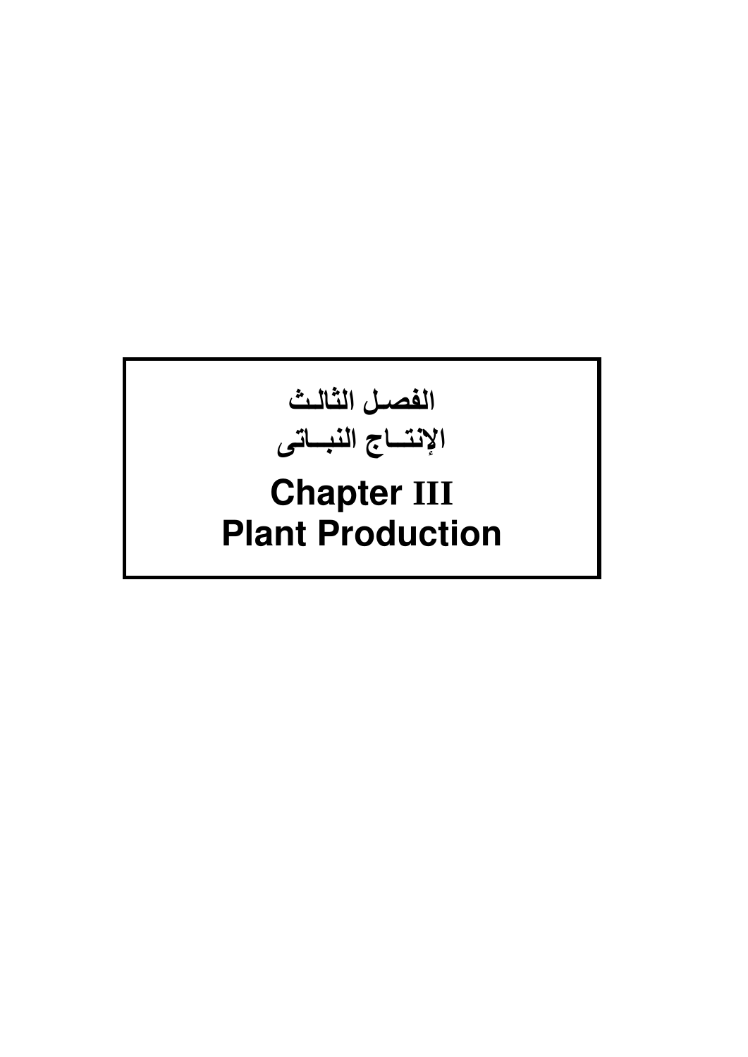# الفصل الثالث
# الإنتاج النباتى

# Chapter III
# Plant Production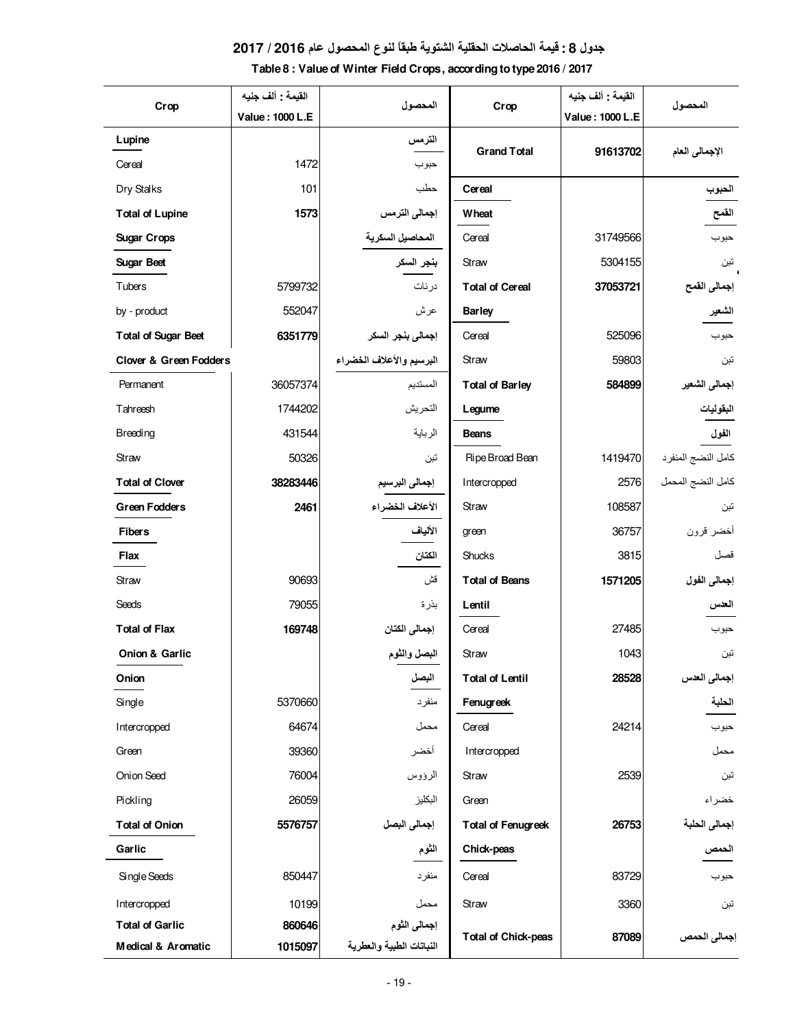# جدول 8 : قيمة الحاصلات الحقلية الشتوية طبقاً لنوع المحصول عام 2016 / 2017

## Table 8 : Value of Winter Field Crops, according to type 2016 / 2017

| Crop | القيمة : ألف جنيه Value : 1000 L.E | المحصول | Crop | القيمة : ألف جنيه Value : 1000 L.E | المحصول |
|---|---|---|---|---|---|
| **Lupine** | | **الترمس** | **Grand Total** | **91613702** | **الإجمالى العام** |
| Cereal | 1472 | حبوب | | | |
| Dry Stalks | 101 | حطب | **Cereal** | | **الحبوب** |
| **Total of Lupine** | **1573** | **إجمالى الترمس** | **Wheat** | | **القمح** |
| **Sugar Crops** | | **المحاصيل السكرية** | Cereal | 31749566 | حبوب |
| **Sugar Beet** | | **بنجر السكر** | Straw | 5304155 | تبن |
| Tubers | 5799732 | درنات | **Total of Cereal** | **37053721** | **إجمالى القمح** |
| by - product | 552047 | عرش | **Barley** | | **الشعير** |
| **Total of Sugar Beet** | **6351779** | **إجمالى بنجر السكر** | Cereal | 525096 | حبوب |
| **Clover & Green Fodders** | | **البرسيم والأعلاف الخضراء** | Straw | 59803 | تبن |
| Permanent | 36057374 | المستديم | **Total of Barley** | **584899** | **إجمالى الشعير** |
| Tahreesh | 1744202 | التحريش | **Legume** | | **البقوليات** |
| Breeding | 431544 | الرباية | **Beans** | | **الفول** |
| Straw | 50326 | تبن | Ripe Broad Bean | 1419470 | كامل النضج المنفرد |
| **Total of Clover** | **38283446** | **إجمالى البرسيم** | Intercropped | 2576 | كامل النضج المحمل |
| **Green Fodders** | **2461** | **الأعلاف الخضراء** | Straw | 108587 | تبن |
| **Fibers** | | **الألياف** | green | 36757 | أخضر قرون |
| **Flax** | | **الكتان** | Shucks | 3815 | قصل |
| Straw | 90693 | قش | **Total of Beans** | **1571205** | **إجمالى الفول** |
| Seeds | 79055 | بذرة | **Lentil** | | **العدس** |
| **Total of Flax** | **169748** | **إجمالى الكتان** | Cereal | 27485 | حبوب |
| **Onion & Garlic** | | **البصل والثوم** | Straw | 1043 | تبن |
| **Onion** | | **البصل** | **Total of Lentil** | **28528** | **إجمالى العدس** |
| Single | 5370660 | منفرد | **Fenugreek** | | **الحلبة** |
| Intercropped | 64674 | محمل | Cereal | 24214 | حبوب |
| Green | 39360 | أخضر | Intercropped | | محمل |
| Onion Seed | 76004 | الرؤوس | Straw | 2539 | تبن |
| Pickling | 26059 | البكليز | Green | | خضراء |
| **Total of Onion** | **5576757** | **إجمالى البصل** | **Total of Fenugreek** | **26753** | **إجمالى الحلبة** |
| **Garlic** | | **الثوم** | **Chick-peas** | | **الحمص** |
| Single Seeds | 850447 | منفرد | Cereal | 83729 | حبوب |
| Intercropped | 10199 | محمل | Straw | 3360 | تبن |
| **Total of Garlic** | **860646** | **إجمالى الثوم** | **Total of Chick-peas** | **87089** | **إجمالى الحمص** |
| **Medical & Aromatic** | **1015097** | **النباتات الطبية والعطرية** | | | |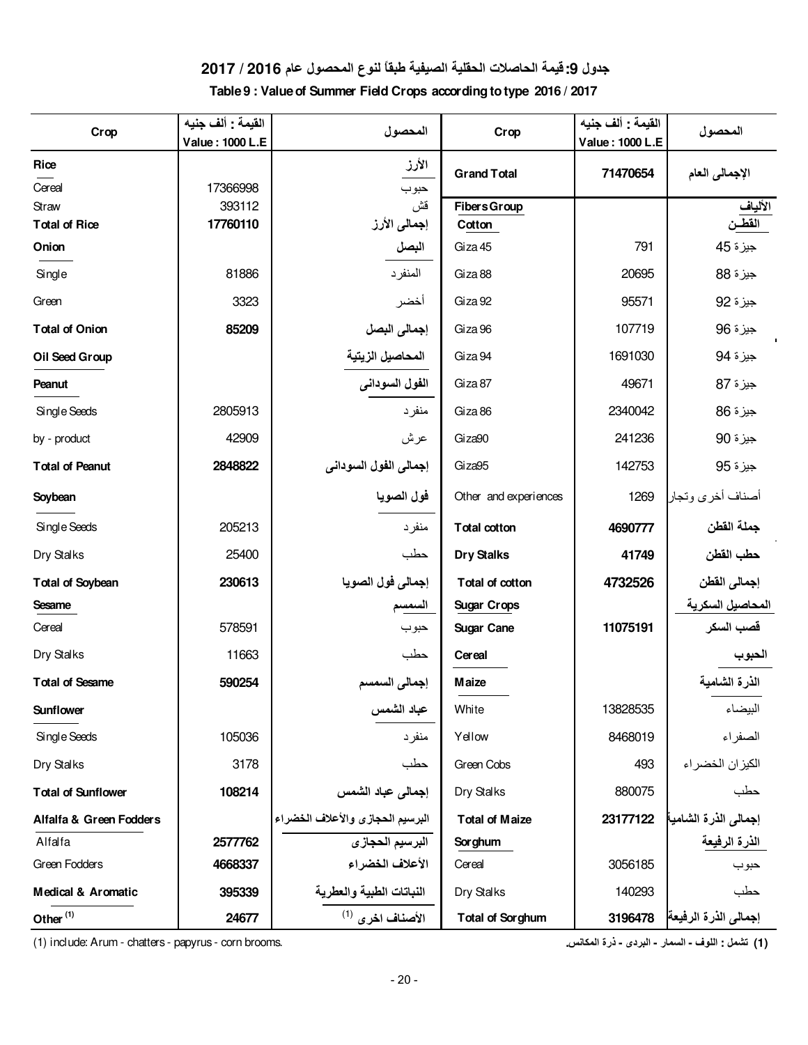## جدول 9: قيمة الحاصلات الحقلية الصيفية طبقاً لنوع المحصول عام 2016 / 2017

### Table 9 : Value of Summer Field Crops according to type 2016 / 2017

| Crop | القيمة : ألف جنيه Value : 1000 L.E | المحصول |
|---|---|---|
| **Rice** | | **الأرز** |
| Cereal | 17366998 | حبوب |
| Straw | 393112 | قش |
| **Total of Rice** | **17760110** | **إجمالى الأرز** |
| **Onion** | | **البصل** |
| Single | 81886 | المنفرد |
| Green | 3323 | أخضر |
| **Total of Onion** | **85209** | **إجمالى البصل** |
| **Oil Seed Group** | | **المحاصيل الزيتية** |
| **Peanut** | | **الفول السودانى** |
| Single Seeds | 2805913 | منفرد |
| by - product | 42909 | عرش |
| **Total of Peanut** | **2848822** | **إجمالى الفول السودانى** |
| **Soybean** | | **فول الصويا** |
| Single Seeds | 205213 | منفرد |
| Dry Stalks | 25400 | حطب |
| **Total of Soybean** | **230613** | **إجمالى فول الصويا** |
| **Sesame** | | **السمسم** |
| Cereal | 578591 | حبوب |
| Dry Stalks | 11663 | حطب |
| **Total of Sesame** | **590254** | **إجمالى السمسم** |
| **Sunflower** | | **عباد الشمس** |
| Single Seeds | 105036 | منفرد |
| Dry Stalks | 3178 | حطب |
| **Total of Sunflower** | **108214** | **إجمالى عباد الشمس** |
| **Alfalfa & Green Fodders** | | **البرسيم الحجازى والأعلاف الخضراء** |
| Alfalfa | **2577762** | **البرسيم الحجازى** |
| Green Fodders | **4668337** | **الأعلاف الخضراء** |
| **Medical & Aromatic** | **395339** | **النباتات الطبية والعطرية** |
| **Other** [1] | **24677** | **الأصناف اخرى** [1] |
| **Grand Total** | **71470654** | **الإجمالى العام** |
| **Fibers Group** | | **الألياف** |
| **Cotton** | | **القطن** |
| Giza 45 | 791 | جيزة 45 |
| Giza 88 | 20695 | جيزة 88 |
| Giza 92 | 95571 | جيزة 92 |
| Giza 96 | 107719 | جيزة 96 |
| Giza 94 | 1691030 | جيزة 94 |
| Giza 87 | 49671 | جيزة 87 |
| Giza 86 | 2340042 | جيزة 86 |
| Giza90 | 241236 | جيزة 90 |
| Giza95 | 142753 | جيزة 95 |
| Other and experiences | 1269 | أصناف أخرى وتجار |
| **Total cotton** | **4690777** | **جملة القطن** |
| **Dry Stalks** | **41749** | **حطب القطن** |
| **Total of cotton** | **4732526** | **إجمالى القطن** |
| **Sugar Crops** | | **المحاصيل السكرية** |
| **Sugar Cane** | **11075191** | **قصب السكر** |
| **Cereal** | | **الحبوب** |
| **Maize** | | **الذرة الشامية** |
| White | 13828535 | البيضاء |
| Yellow | 8468019 | الصفراء |
| Green Cobs | 493 | الكيزان الخضراء |
| Dry Stalks | 880075 | حطب |
| **Total of Maize** | **23177122** | **إجمالى الذرة الشامية** |
| **Sorghum** | | **الذرة الرفيعة** |
| Cereal | 3056185 | حبوب |
| Dry Stalks | 140293 | حطب |
| **Total of Sorghum** | **3196478** | **إجمالى الذرة الرفيعة** |

(1) include: Arum - chatters - papyrus - corn brooms.

(1) تشمل : اللوف - السمار - البردى - ذرة المكانس.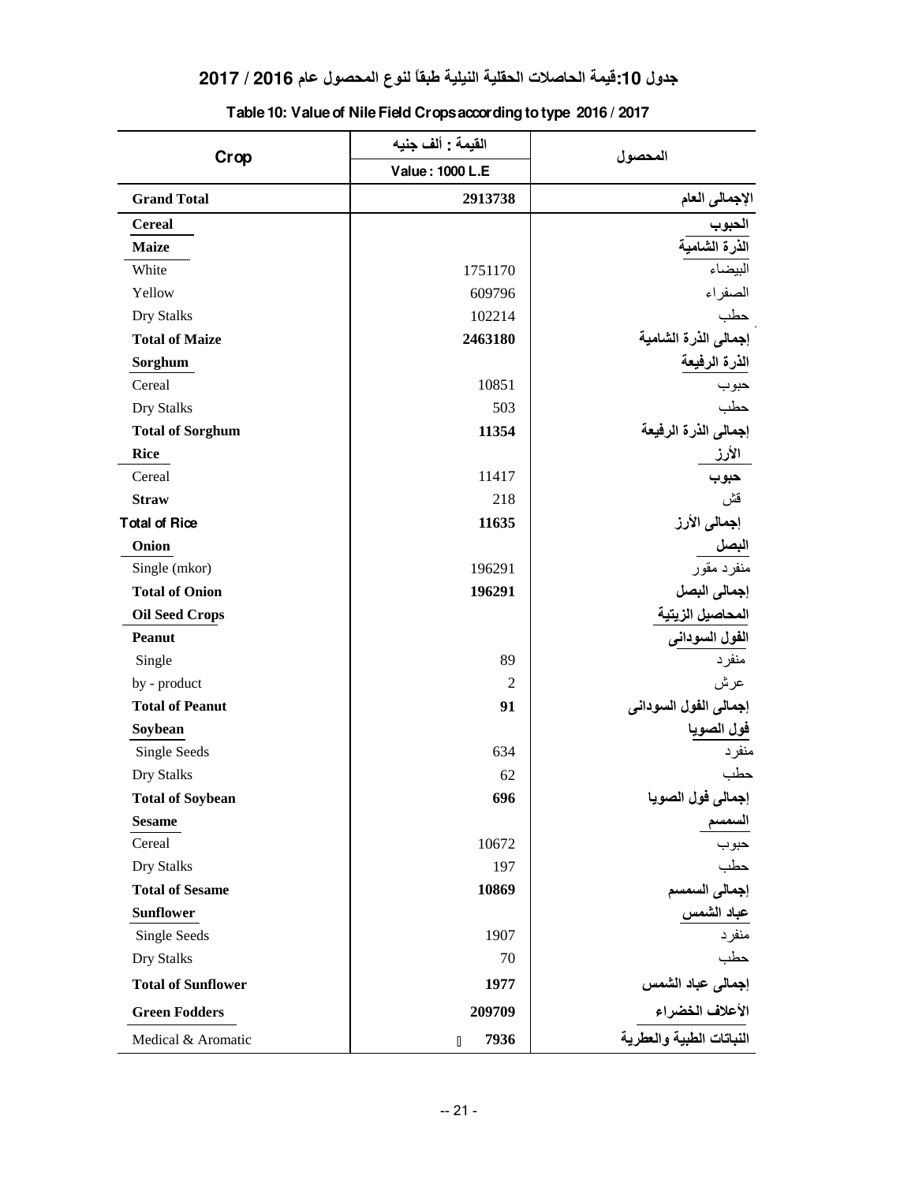# جدول 10:قيمة الحاصلات الحقلية النيلية طبقاً لنوع المحصول عام 2016 / 2017

## Table 10: Value of Nile Field Crops according to type 2016 / 2017

| Crop | القيمة : ألف جنيه<br>Value : 1000 L.E | المحصول |
|---|---|---|
| **Grand Total** | **2913738** | **الإجمالى العام** |
| **Cereal** | | **الحبوب** |
| **Maize** | | **الذرة الشامية** |
| White | 1751170 | البيضاء |
| Yellow | 609796 | الصفراء |
| Dry Stalks | 102214 | حطب |
| **Total of Maize** | **2463180** | **إجمالى الذرة الشامية** |
| **Sorghum** | | **الذرة الرفيعة** |
| Cereal | 10851 | حبوب |
| Dry Stalks | 503 | حطب |
| **Total of Sorghum** | **11354** | **إجمالى الذرة الرفيعة** |
| **Rice** | | **الأرز** |
| Cereal | 11417 | **حبوب** |
| **Straw** | 218 | قش |
| **Total of Rice** | **11635** | **إجمالى الأرز** |
| **Onion** | | **البصل** |
| Single (mkor) | 196291 | منفرد مقور |
| **Total of Onion** | **196291** | **إجمالى البصل** |
| **Oil Seed Crops** | | **المحاصيل الزيتية** |
| **Peanut** | | **الفول السودانى** |
| Single | 89 | منفرد |
| by - product | 2 | عرش |
| **Total of Peanut** | **91** | **إجمالى الفول السودانى** |
| **Soybean** | | **فول الصويا** |
| Single Seeds | 634 | منفرد |
| Dry Stalks | 62 | حطب |
| **Total of Soybean** | **696** | **إجمالى فول الصويا** |
| **Sesame** | | **السمسم** |
| Cereal | 10672 | حبوب |
| Dry Stalks | 197 | حطب |
| **Total of Sesame** | **10869** | **إجمالى السمسم** |
| **Sunflower** | | **عباد الشمس** |
| Single Seeds | 1907 | منفرد |
| Dry Stalks | 70 | حطب |
| **Total of Sunflower** | **1977** | **إجمالى عباد الشمس** |
| **Green Fodders** | **209709** | **الأعلاف الخضراء** |
| Medical & Aromatic | **7936** | **النباتات الطبية والعطرية** |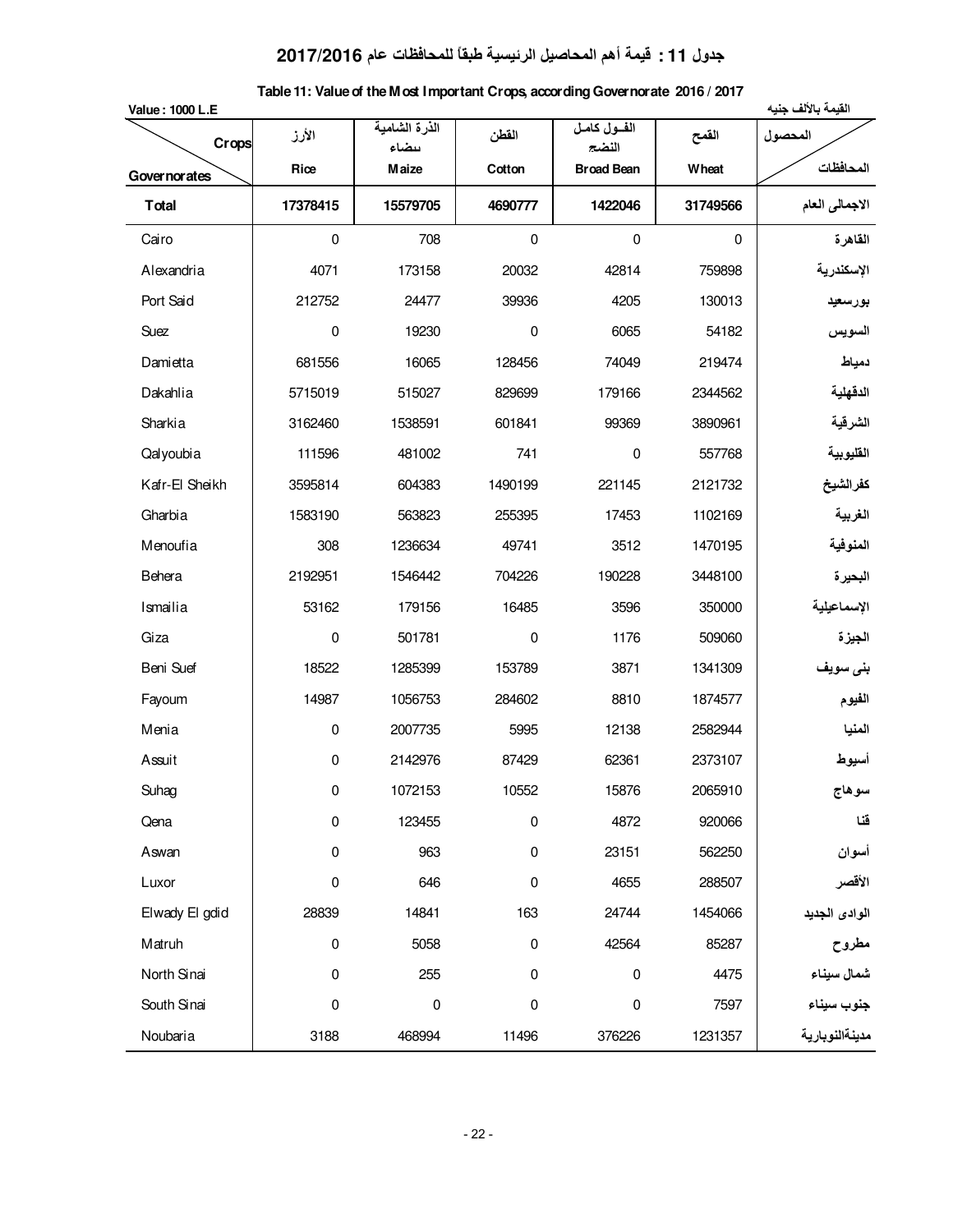# جدول 11 : قيمة أهم المحاصيل الرئيسية طبقاً للمحافظات عام 2017/2016

## Table 11: Value of the Most Important Crops, according Governorate 2016 / 2017

Value : 1000 L.E — القيمة بالألف جنيه

| Crops / Governorates | الأرز Rice | الذرة الشامية بيضاء Maize | القطن Cotton | الفول كامل النضج Broad Bean | القمح Wheat | المحصول / المحافظات |
|---|---|---|---|---|---|---|
| **Total** | **17378415** | **15579705** | **4690777** | **1422046** | **31749566** | **الاجمالى العام** |
| Cairo | 0 | 708 | 0 | 0 | 0 | القاهرة |
| Alexandria | 4071 | 173158 | 20032 | 42814 | 759898 | الإسكندرية |
| Port Said | 212752 | 24477 | 39936 | 4205 | 130013 | بورسعيد |
| Suez | 0 | 19230 | 0 | 6065 | 54182 | السويس |
| Damietta | 681556 | 16065 | 128456 | 74049 | 219474 | دمياط |
| Dakahlia | 5715019 | 515027 | 829699 | 179166 | 2344562 | الدقهلية |
| Sharkia | 3162460 | 1538591 | 601841 | 99369 | 3890961 | الشرقية |
| Qalyoubia | 111596 | 481002 | 741 | 0 | 557768 | القليوبية |
| Kafr-El Sheikh | 3595814 | 604383 | 1490199 | 221145 | 2121732 | كفرالشيخ |
| Gharbia | 1583190 | 563823 | 255395 | 17453 | 1102169 | الغربية |
| Menoufia | 308 | 1236634 | 49741 | 3512 | 1470195 | المنوفية |
| Behera | 2192951 | 1546442 | 704226 | 190228 | 3448100 | البحيرة |
| Ismailia | 53162 | 179156 | 16485 | 3596 | 350000 | الإسماعيلية |
| Giza | 0 | 501781 | 0 | 1176 | 509060 | الجيزة |
| Beni Suef | 18522 | 1285399 | 153789 | 3871 | 1341309 | بنى سويف |
| Fayoum | 14987 | 1056753 | 284602 | 8810 | 1874577 | الفيوم |
| Menia | 0 | 2007735 | 5995 | 12138 | 2582944 | المنيا |
| Assuit | 0 | 2142976 | 87429 | 62361 | 2373107 | أسيوط |
| Suhag | 0 | 1072153 | 10552 | 15876 | 2065910 | سوهاج |
| Qena | 0 | 123455 | 0 | 4872 | 920066 | قنا |
| Aswan | 0 | 963 | 0 | 23151 | 562250 | أسوان |
| Luxor | 0 | 646 | 0 | 4655 | 288507 | الأقصر |
| Elwady El gdid | 28839 | 14841 | 163 | 24744 | 1454066 | الوادى الجديد |
| Matruh | 0 | 5058 | 0 | 42564 | 85287 | مطروح |
| North Sinai | 0 | 255 | 0 | 0 | 4475 | شمال سيناء |
| South Sinai | 0 | 0 | 0 | 0 | 7597 | جنوب سيناء |
| Noubaria | 3188 | 468994 | 11496 | 376226 | 1231357 | مدينةالنوبارية |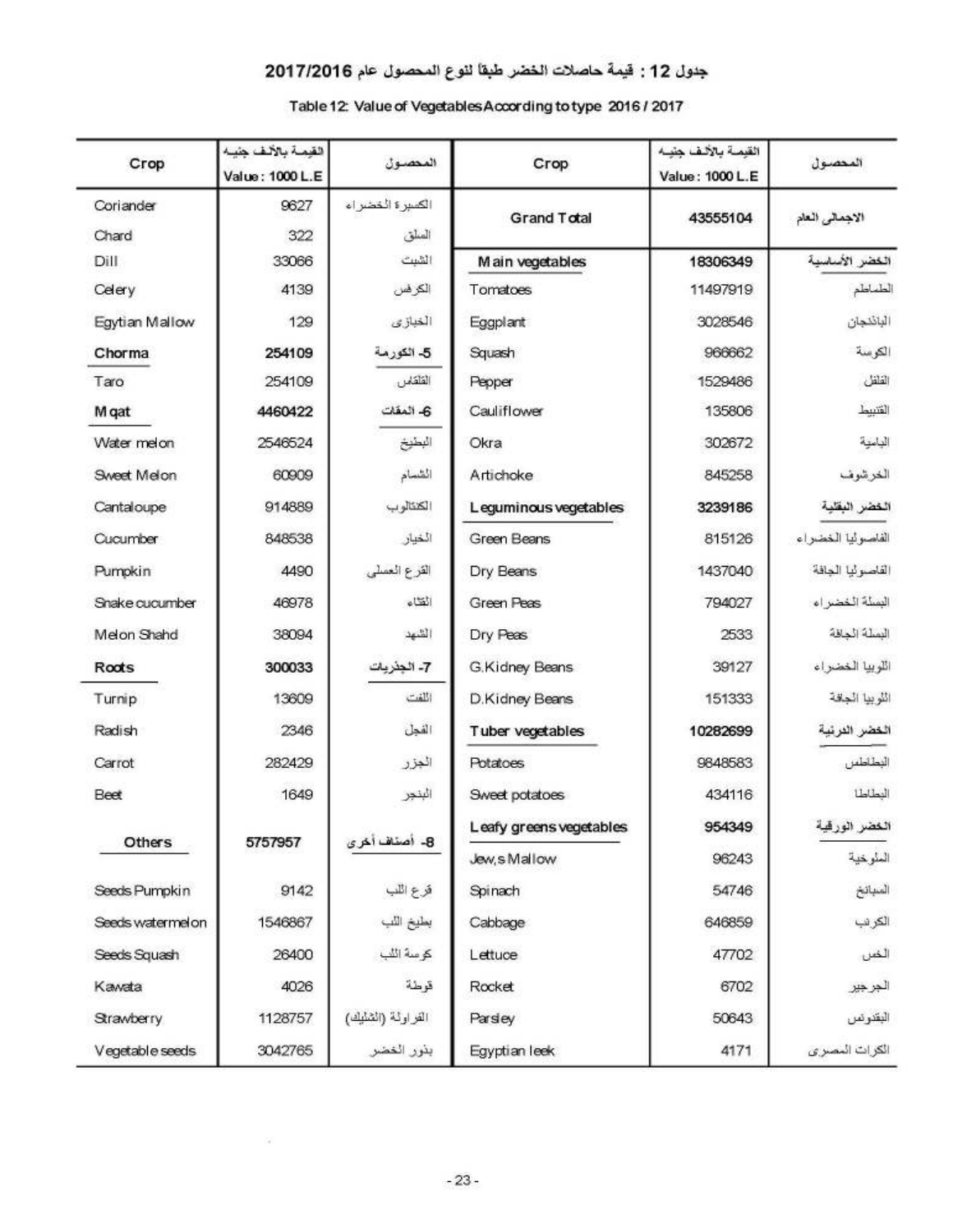# جدول 12 : قيمة حاصلات الخضر طبقاً لنوع المحصول عام 2017/2016

Table 12: Value of Vegetables According to type 2016 / 2017

| Crop | القيمة بالألف جنيه Value : 1000 L.E | المحصول | Crop | القيمة بالألف جنيه Value : 1000 L.E | المحصول |
|---|---|---|---|---|---|
| Coriander | 9627 | الكسبرة الخضراء | **Grand Total** | **43555104** | **الاجمالى العام** |
| Chard | 322 | الملق | | | |
| Dill | 33066 | الشبت | **Main vegetables** | **18306349** | **الخضر الأساسية** |
| Celery | 4139 | الكرفس | Tomatoes | 11497919 | الطماطم |
| Egytian Mallow | 129 | الخبازى | Eggplant | 3028546 | الباذنجان |
| **Chorma** | **254109** | **5- الكورمة** | Squash | 966662 | الكوسة |
| Taro | 254109 | القلقاس | Pepper | 1529486 | الفلفل |
| **Mqat** | **4460422** | **6- المقات** | Cauliflower | 135806 | القنبيط |
| Water melon | 2546524 | البطيخ | Okra | 302672 | البامية |
| Sweet Melon | 60909 | الشمام | Artichoke | 845258 | الخرشوف |
| Cantaloupe | 914889 | الكنتالوب | **Leguminous vegetables** | **3239186** | **الخضر البقلية** |
| Cucumber | 848538 | الخيار | Green Beans | 815126 | الفاصوليا الخضراء |
| Pumpkin | 4490 | القرع العسلى | Dry Beans | 1437040 | الفاصوليا الجافة |
| Snake cucumber | 46978 | القثاء | Green Peas | 794027 | البسلة الخضراء |
| Melon Shahd | 38094 | الشهد | Dry Peas | 2533 | البسلة الجافة |
| **Roots** | **300033** | **7- الجذريات** | G.Kidney Beans | 39127 | اللوبيا الخضراء |
| Turnip | 13609 | اللفت | D.Kidney Beans | 151333 | اللوبيا الجافة |
| Radish | 2346 | الفجل | **Tuber vegetables** | **10282699** | **الخضر الدرنية** |
| Carrot | 282429 | الجزر | Potatoes | 9848583 | البطاطس |
| Beet | 1649 | البنجر | Sweet potatoes | 434116 | البطاطا |
| **Others** | **5757957** | **8- أصناف أخرى** | **Leafy greens vegetables** | **954349** | **الخضر الورقية** |
| | | | Jew,s Mallow | 96243 | الملوخية |
| Seeds Pumpkin | 9142 | قرع اللب | Spinach | 54746 | السبانخ |
| Seeds watermelon | 1546867 | بطيخ اللب | Cabbage | 646859 | الكرنب |
| Seeds Squash | 26400 | كوسة اللب | Lettuce | 47702 | الخس |
| Kawata | 4026 | قوطة | Rocket | 6702 | الجرجير |
| Strawberry | 1128757 | الفراولة (الشليك) | Parsley | 50643 | البقدونس |
| Vegetable seeds | 3042765 | بذور الخضر | Egyptian leek | 4171 | الكرات المصرى |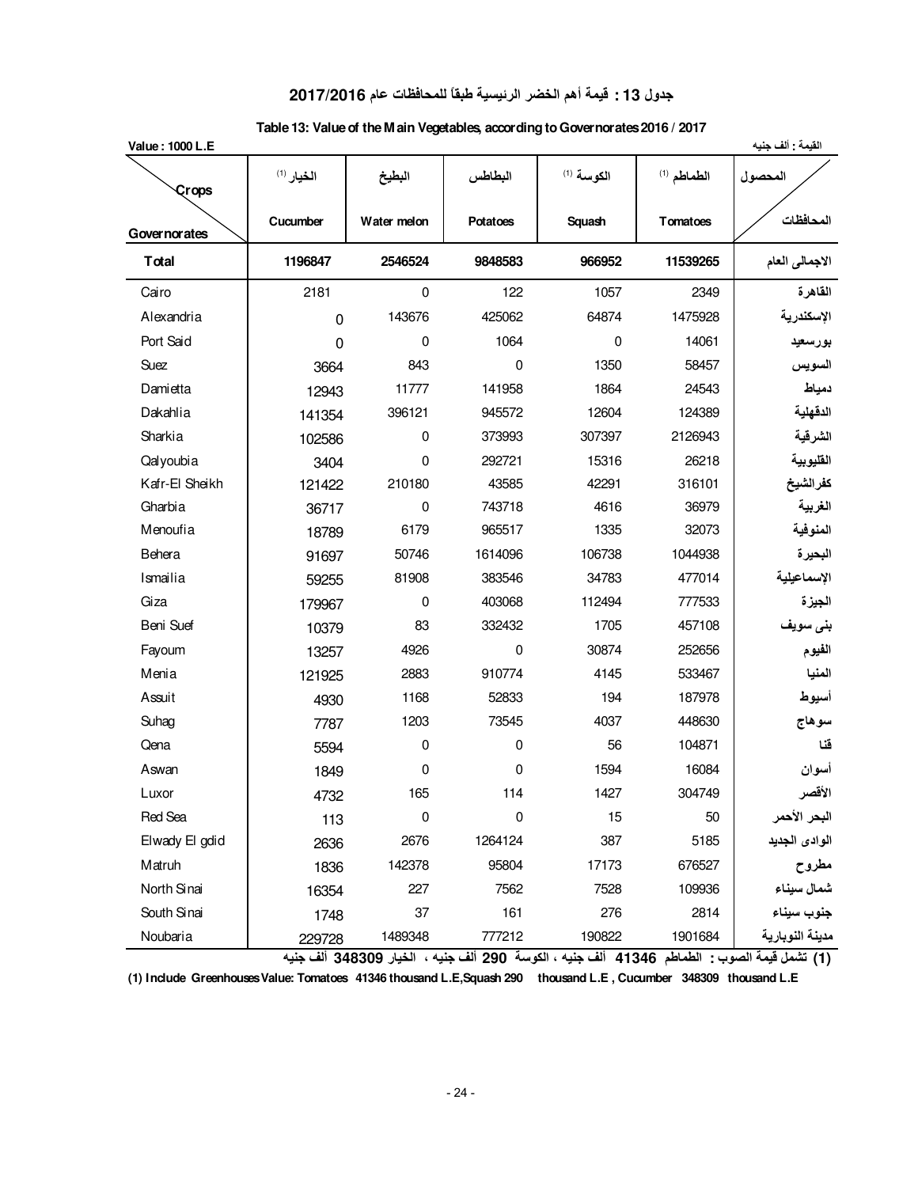## جدول 13 : قيمة أهم الخضر الرئيسية طبقاً للمحافظات عام 2017/2016

### Table 13: Value of the Main Vegetables, according to Governorates 2016 / 2017

Value : 1000 L.E — القيمة : ألف جنيه

| Crops / Governorates | الخيار (1) Cucumber | البطيخ Water melon | البطاطس Potatoes | الكوسة (1) Squash | الطماطم (1) Tomatoes | المحصول / المحافظات |
|---|---|---|---|---|---|---|
| **Total** | **1196847** | **2546524** | **9848583** | **966952** | **11539265** | **الاجمالى العام** |
| Cairo | 2181 | 0 | 122 | 1057 | 2349 | القاهرة |
| Alexandria | 0 | 143676 | 425062 | 64874 | 1475928 | الإسكندرية |
| Port Said | 0 | 0 | 1064 | 0 | 14061 | بورسعيد |
| Suez | 3664 | 843 | 0 | 1350 | 58457 | السويس |
| Damietta | 12943 | 11777 | 141958 | 1864 | 24543 | دمياط |
| Dakahlia | 141354 | 396121 | 945572 | 12604 | 124389 | الدقهلية |
| Sharkia | 102586 | 0 | 373993 | 307397 | 2126943 | الشرقية |
| Qalyoubia | 3404 | 0 | 292721 | 15316 | 26218 | القليوبية |
| Kafr-El Sheikh | 121422 | 210180 | 43585 | 42291 | 316101 | كفرالشيخ |
| Gharbia | 36717 | 0 | 743718 | 4616 | 36979 | الغربية |
| Menoufia | 18789 | 6179 | 965517 | 1335 | 32073 | المنوفية |
| Behera | 91697 | 50746 | 1614096 | 106738 | 1044938 | البحيرة |
| Ismailia | 59255 | 81908 | 383546 | 34783 | 477014 | الإسماعيلية |
| Giza | 179967 | 0 | 403068 | 112494 | 777533 | الجيزة |
| Beni Suef | 10379 | 83 | 332432 | 1705 | 457108 | بنى سويف |
| Fayoum | 13257 | 4926 | 0 | 30874 | 252656 | الفيوم |
| Menia | 121925 | 2883 | 910774 | 4145 | 533467 | المنيا |
| Assuit | 4930 | 1168 | 52833 | 194 | 187978 | أسيوط |
| Suhag | 7787 | 1203 | 73545 | 4037 | 448630 | سوهاج |
| Qena | 5594 | 0 | 0 | 56 | 104871 | قنا |
| Aswan | 1849 | 0 | 0 | 1594 | 16084 | أسوان |
| Luxor | 4732 | 165 | 114 | 1427 | 304749 | الأقصر |
| Red Sea | 113 | 0 | 0 | 15 | 50 | البحر الأحمر |
| Elwady El gdid | 2636 | 2676 | 1264124 | 387 | 5185 | الوادى الجديد |
| Matruh | 1836 | 142378 | 95804 | 17173 | 676527 | مطروح |
| North Sinai | 16354 | 227 | 7562 | 7528 | 109936 | شمال سيناء |
| South Sinai | 1748 | 37 | 161 | 276 | 2814 | جنوب سيناء |
| Noubaria | 229728 | 1489348 | 777212 | 190822 | 1901684 | مدينة النوبارية |

(1) تشمل قيمة الصوب : الطماطم 41346 ألف جنيه ، الكوسة 290 ألف جنيه ، الخيار 348309 ألف جنيه

(1) Include Greenhouses Value: Tomatoes 41346 thousand L.E, Squash 290 thousand L.E , Cucumber 348309 thousand L.E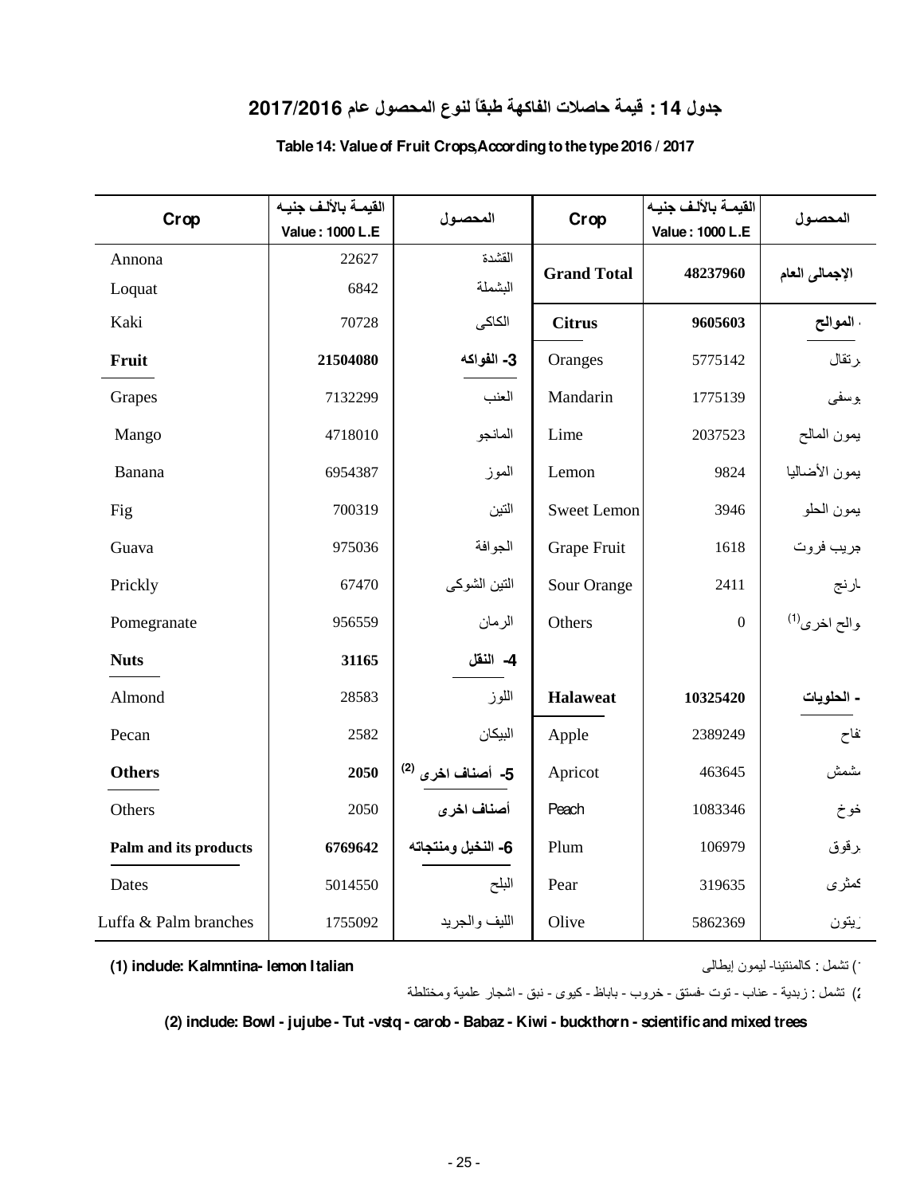# جدول 14 : قيمة حاصلات الفاكهة طبقاً لنوع المحصول عام 2017/2016

**Table 14: Value of Fruit Crops,According to the type 2016 / 2017**

| Crop | القيمة بالألف جنيه Value : 1000 L.E | المحصول | Crop | القيمة بالألف جنيه Value : 1000 L.E | المحصول |
|---|---|---|---|---|---|
| Annona | 22627 | القشدة | **Grand Total** | **48237960** | **الإجمالى العام** |
| Loquat | 6842 | البشملة | | | |
| Kaki | 70728 | الكاكى | **Citrus** | **9605603** | **- الموالح** |
| **Fruit** | **21504080** | **3- الفواكه** | Oranges | 5775142 | برتقال |
| Grapes | 7132299 | العنب | Mandarin | 1775139 | يوسفى |
| Mango | 4718010 | المانجو | Lime | 2037523 | ليمون المالح |
| Banana | 6954387 | الموز | Lemon | 9824 | ليمون الأضاليا |
| Fig | 700319 | التين | Sweet Lemon | 3946 | ليمون الحلو |
| Guava | 975036 | الجوافة | Grape Fruit | 1618 | جريب فروت |
| Prickly | 67470 | التين الشوكى | Sour Orange | 2411 | نارنج |
| Pomegranate | 956559 | الرمان | Others | 0 | موالح اخرى(1) |
| **Nuts** | **31165** | **4- النقل** | | | |
| Almond | 28583 | اللوز | **Halaweat** | **10325420** | **- الحلويات** |
| Pecan | 2582 | البيكان | Apple | 2389249 | تفاح |
| **Others** | **2050** | **5- أصناف اخرى (2)** | Apricot | 463645 | مشمش |
| Others | 2050 | **أصناف اخرى** | Peach | 1083346 | خوخ |
| **Palm and its products** | **6769642** | **6- النخيل ومنتجاته** | Plum | 106979 | برقوق |
| Dates | 5014550 | البلح | Pear | 319635 | كمثرى |
| Luffa & Palm branches | 1755092 | الليف والجريد | Olive | 5862369 | زيتون |

**(1) include: Kalmntina- lemon Italian**

(1) تشمل : كالمنتينا- ليمون إيطالى

(2) تشمل : زبدية - عناب - توت -فستق - خروب - باباظ - كيوى - نبق - اشجار علمية ومختلطة

**(2) include: Bowl - jujube - Tut -vstq - carob - Babaz - Kiwi - buckthorn - scientific and mixed trees**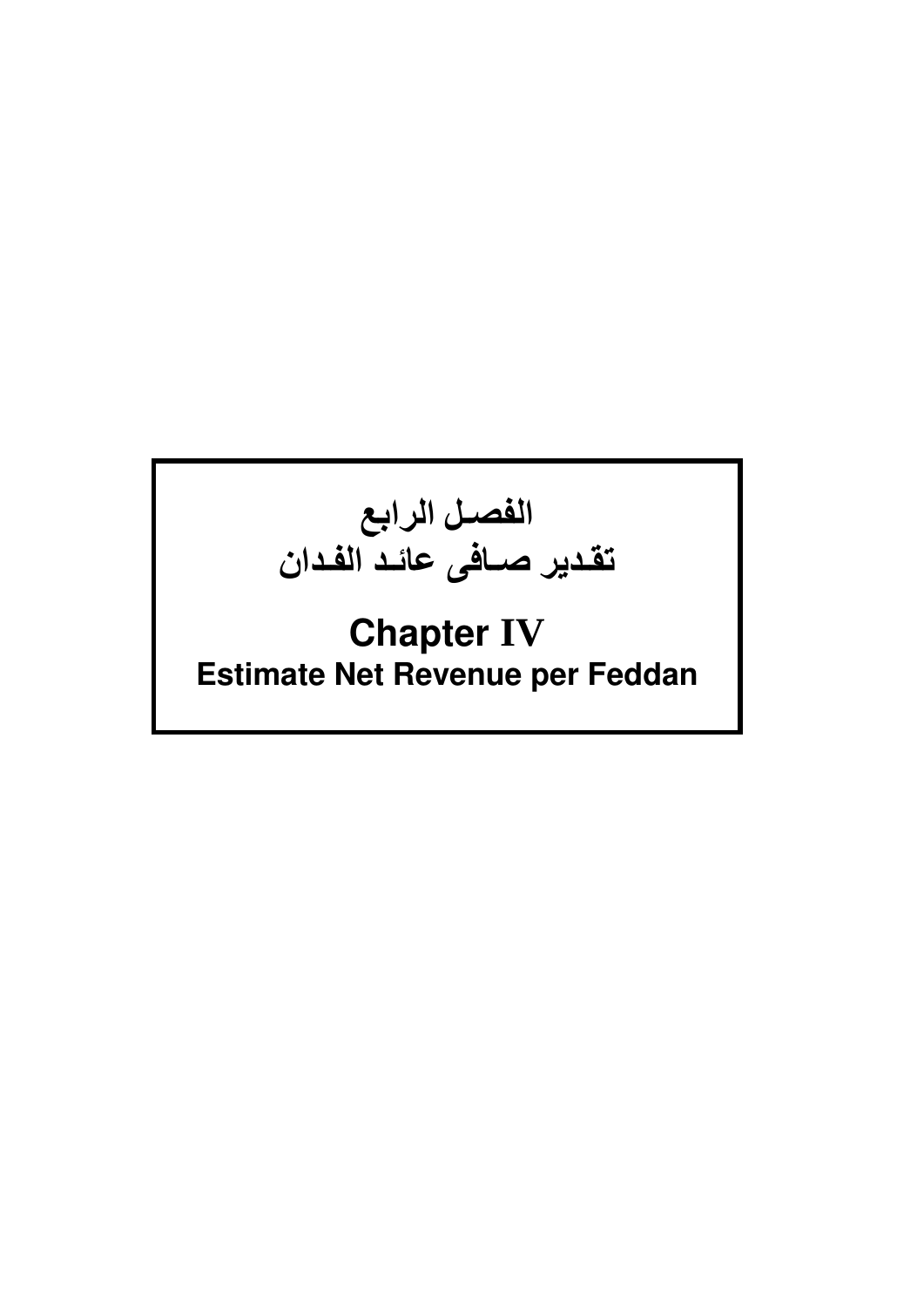# الفصل الرابع
# تقدير صافى عائد الفدان

# Chapter IV
## Estimate Net Revenue per Feddan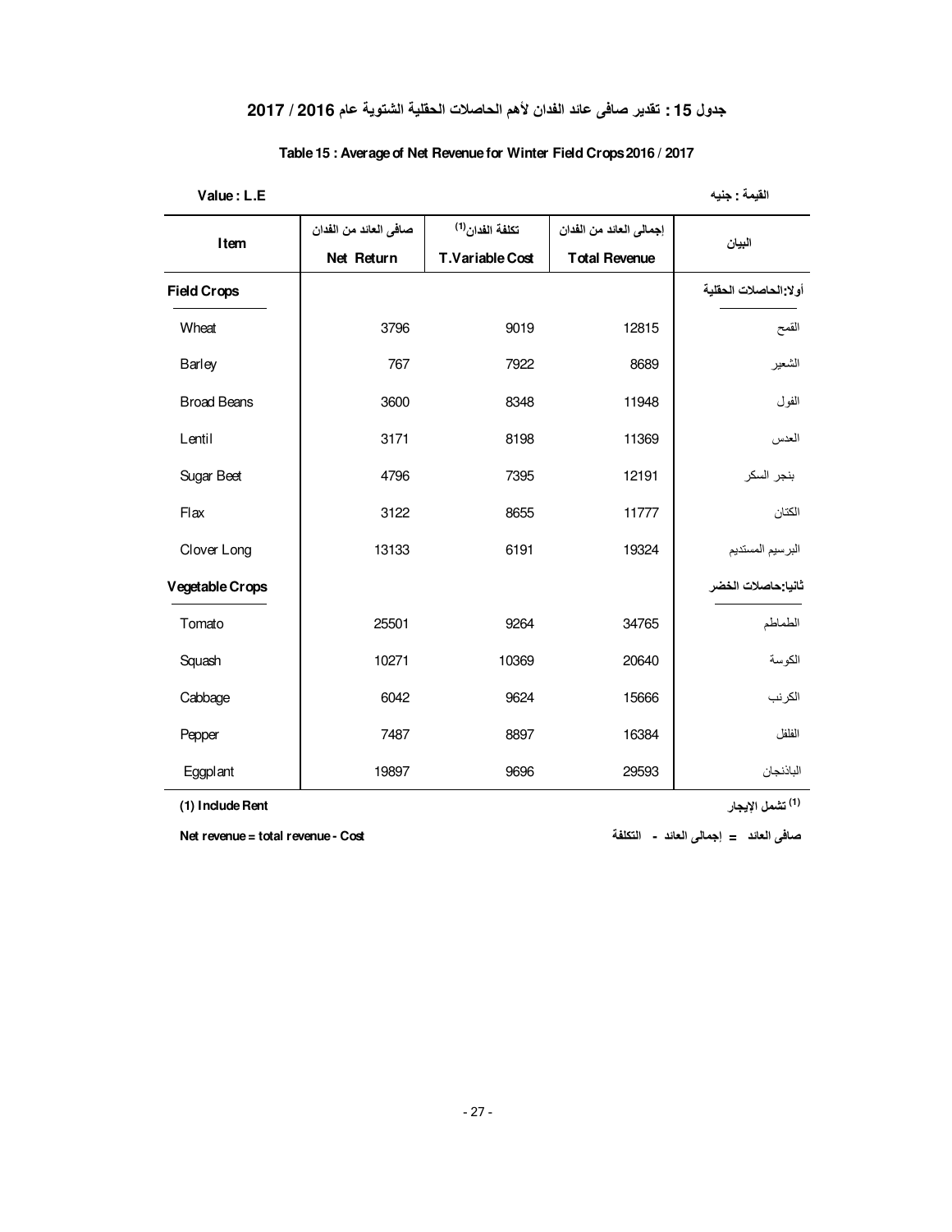## جدول 15 : تقدير صافى عائد الفدان لأهم الحاصلات الحقلية الشتوية عام 2016 / 2017

## Table 15 : Average of Net Revenue for Winter Field Crops 2016 / 2017

Value : L.E — القيمة : جنيه

| Item | صافى العائد من الفدان<br>Net Return | تكلفة الفدان[1]<br>T.Variable Cost | إجمالى العائد من الفدان<br>Total Revenue | البيان |
|---|---|---|---|---|
| **Field Crops** | | | | **أولا:الحاصلات الحقلية** |
| Wheat | 3796 | 9019 | 12815 | القمح |
| Barley | 767 | 7922 | 8689 | الشعير |
| Broad Beans | 3600 | 8348 | 11948 | الفول |
| Lentil | 3171 | 8198 | 11369 | العدس |
| Sugar Beet | 4796 | 7395 | 12191 | بنجر السكر |
| Flax | 3122 | 8655 | 11777 | الكتان |
| Clover Long | 13133 | 6191 | 19324 | البرسيم المستديم |
| **Vegetable Crops** | | | | **ثانيا:حاصلات الخضر** |
| Tomato | 25501 | 9264 | 34765 | الطماطم |
| Squash | 10271 | 10369 | 20640 | الكوسة |
| Cabbage | 6042 | 9624 | 15666 | الكرنب |
| Pepper | 7487 | 8897 | 16384 | الفلفل |
| Eggplant | 19897 | 9696 | 29593 | الباذنجان |

**(1) Include Rent** — **[1] تشمل الإيجار**

**Net revenue = total revenue - Cost** — **صافى العائد = إجمالى العائد - التكلفة**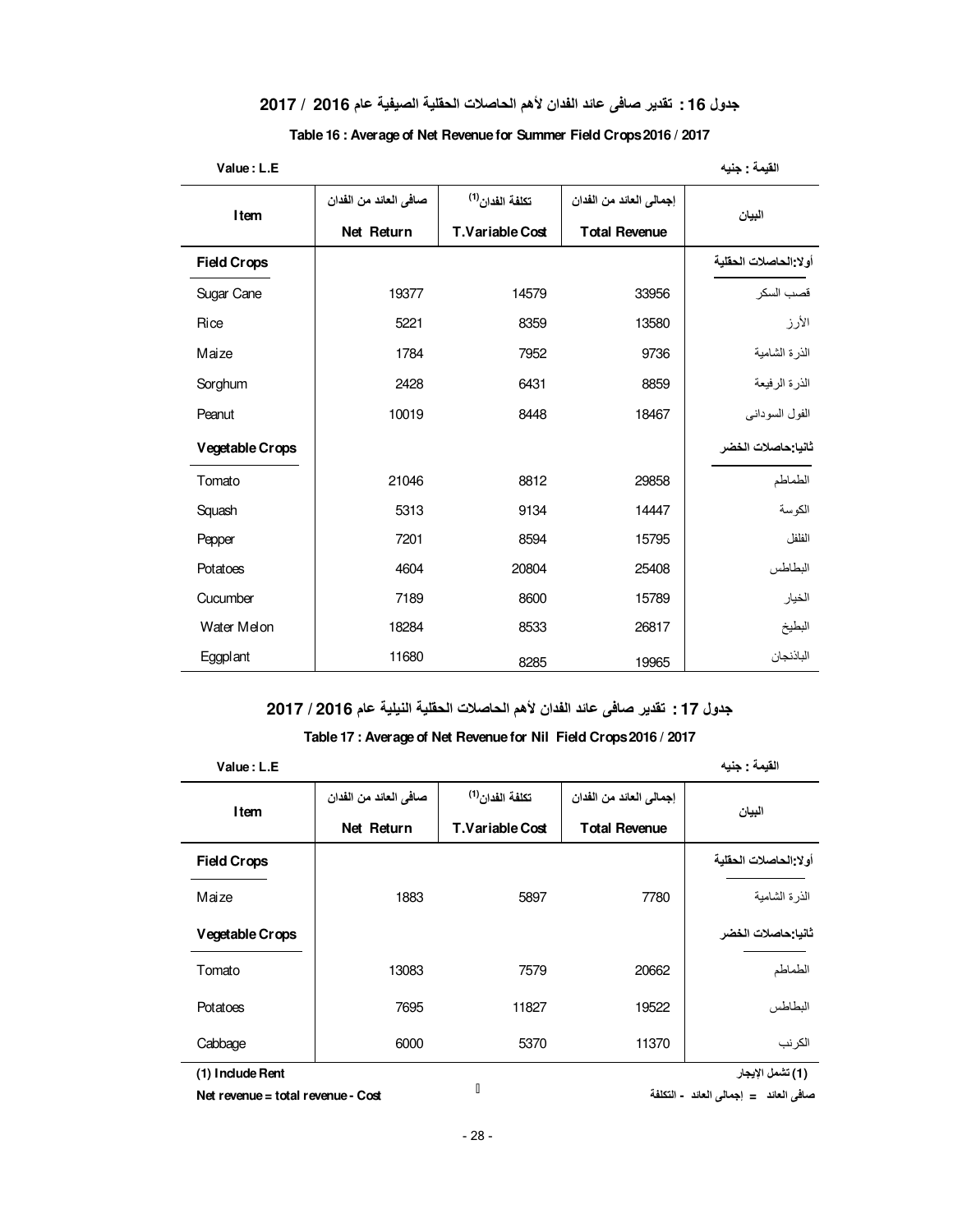## جدول 16 : تقدير صافى عائد الفدان لأهم الحاصلات الحقلية الصيفية عام 2016 / 2017

### Table 16 : Average of Net Revenue for Summer Field Crops 2016 / 2017

Value : L.E — القيمة : جنيه

| Item | صافى العائد من الفدان Net Return | تكلفة الفدان(1) T.Variable Cost | إجمالى العائد من الفدان Total Revenue | البيان |
|---|---|---|---|---|
| **Field Crops** | | | | **أولا:الحاصلات الحقلية** |
| Sugar Cane | 19377 | 14579 | 33956 | قصب السكر |
| Rice | 5221 | 8359 | 13580 | الأرز |
| Maize | 1784 | 7952 | 9736 | الذرة الشامية |
| Sorghum | 2428 | 6431 | 8859 | الذرة الرفيعة |
| Peanut | 10019 | 8448 | 18467 | الفول السودانى |
| **Vegetable Crops** | | | | **ثانيا:حاصلات الخضر** |
| Tomato | 21046 | 8812 | 29858 | الطماطم |
| Squash | 5313 | 9134 | 14447 | الكوسة |
| Pepper | 7201 | 8594 | 15795 | الفلفل |
| Potatoes | 4604 | 20804 | 25408 | البطاطس |
| Cucumber | 7189 | 8600 | 15789 | الخيار |
| Water Melon | 18284 | 8533 | 26817 | البطيخ |
| Eggplant | 11680 | 8285 | 19965 | الباذنجان |

## جدول 17 : تقدير صافى عائد الفدان لأهم الحاصلات الحقلية النيلية عام 2016 / 2017

### Table 17 : Average of Net Revenue for Nil Field Crops 2016 / 2017

Value : L.E — القيمة : جنيه

| Item | صافى العائد من الفدان Net Return | تكلفة الفدان(1) T.Variable Cost | إجمالى العائد من الفدان Total Revenue | البيان |
|---|---|---|---|---|
| **Field Crops** | | | | **أولا:الحاصلات الحقلية** |
| Maize | 1883 | 5897 | 7780 | الذرة الشامية |
| **Vegetable Crops** | | | | **ثانيا:حاصلات الخضر** |
| Tomato | 13083 | 7579 | 20662 | الطماطم |
| Potatoes | 7695 | 11827 | 19522 | البطاطس |
| Cabbage | 6000 | 5370 | 11370 | الكرنب |

**(1) Include Rent** — **(1) تشمل الإيجار**

**Net revenue = total revenue - Cost** — **صافى العائد = إجمالى العائد - التكلفة**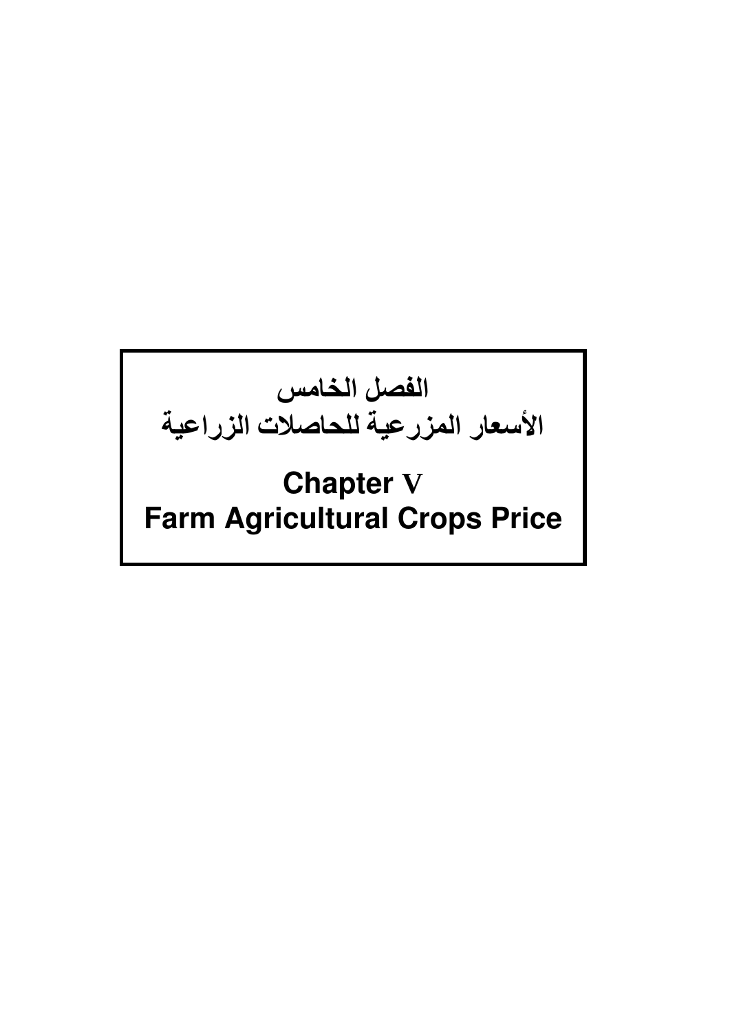# الفصل الخامس

# الأسعار المزرعية للحاصلات الزراعية

# Chapter V

# Farm Agricultural Crops Price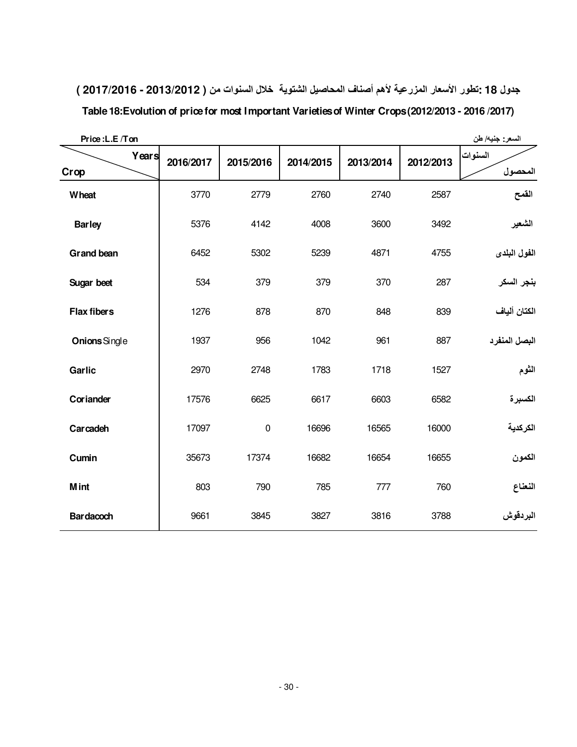## جدول 18 :تطور الأسعار المزرعية لأهم أصناف المحاصيل الشتوية خلال السنوات من ( 2013/2012 - 2017/2016 )

## Table 18:Evolution of price for most Important Varieties of Winter Crops (2012/2013 - 2016 /2017)

Price :L.E /Ton — السعر: جنيه/ طن

| Crop / Years | 2016/2017 | 2015/2016 | 2014/2015 | 2013/2014 | 2012/2013 | السنوات / المحصول |
|---|---|---|---|---|---|---|
| Wheat | 3770 | 2779 | 2760 | 2740 | 2587 | القمح |
| Barley | 5376 | 4142 | 4008 | 3600 | 3492 | الشعير |
| Grand bean | 6452 | 5302 | 5239 | 4871 | 4755 | الفول البلدى |
| Sugar beet | 534 | 379 | 379 | 370 | 287 | بنجر السكر |
| Flax fibers | 1276 | 878 | 870 | 848 | 839 | الكتان ألياف |
| **Onions** Single | 1937 | 956 | 1042 | 961 | 887 | البصل المنفرد |
| Garlic | 2970 | 2748 | 1783 | 1718 | 1527 | الثوم |
| Coriander | 17576 | 6625 | 6617 | 6603 | 6582 | الكسبرة |
| Carcadeh | 17097 | 0 | 16696 | 16565 | 16000 | الكركدية |
| Cumin | 35673 | 17374 | 16682 | 16654 | 16655 | الكمون |
| Mint | 803 | 790 | 785 | 777 | 760 | النعناع |
| Bardacoch | 9661 | 3845 | 3827 | 3816 | 3788 | البردقوش |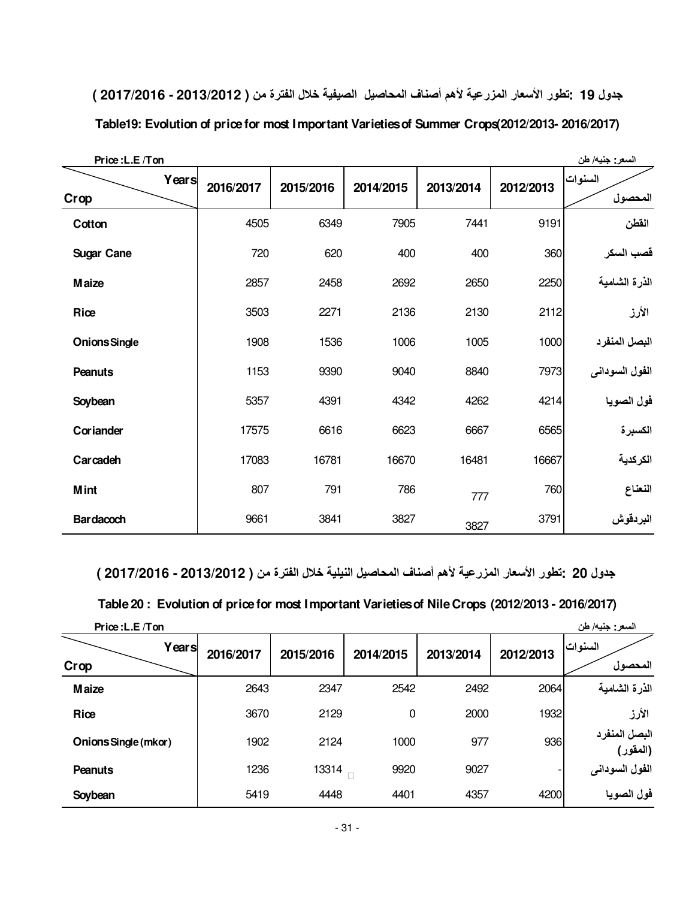## جدول 19 :تطور الأسعار المزرعية لأهم أصناف المحاصيل الصيفية خلال الفترة من ( 2013/2012 - 2017/2016 )

## Table19: Evolution of price for most Important Varieties of Summer Crops(2012/2013- 2016/2017)

Price :L.E /Ton

السعر: جنيه/ طن

| Crop / Years | 2016/2017 | 2015/2016 | 2014/2015 | 2013/2014 | 2012/2013 | المحصول / السنوات |
|---|---|---|---|---|---|---|
| Cotton | 4505 | 6349 | 7905 | 7441 | 9191 | القطن |
| Sugar Cane | 720 | 620 | 400 | 400 | 360 | قصب السكر |
| Maize | 2857 | 2458 | 2692 | 2650 | 2250 | الذرة الشامية |
| Rice | 3503 | 2271 | 2136 | 2130 | 2112 | الأرز |
| Onions Single | 1908 | 1536 | 1006 | 1005 | 1000 | البصل المنفرد |
| Peanuts | 1153 | 9390 | 9040 | 8840 | 7973 | الفول السودانى |
| Soybean | 5357 | 4391 | 4342 | 4262 | 4214 | فول الصويا |
| Coriander | 17575 | 6616 | 6623 | 6667 | 6565 | الكسبرة |
| Carcadeh | 17083 | 16781 | 16670 | 16481 | 16667 | الكركدية |
| Mint | 807 | 791 | 786 | 777 | 760 | النعناع |
| Bardacoch | 9661 | 3841 | 3827 | 3827 | 3791 | البردقوش |

## جدول 20 :تطور الأسعار المزرعية لأهم أصناف المحاصيل النيلية خلال الفترة من ( 2013/2012 - 2017/2016 )

## Table 20 : Evolution of price for most Important Varieties of Nile Crops (2012/2013 - 2016/2017)

Price :L.E /Ton

السعر: جنيه/ طن

| Crop / Years | 2016/2017 | 2015/2016 | 2014/2015 | 2013/2014 | 2012/2013 | المحصول / السنوات |
|---|---|---|---|---|---|---|
| Maize | 2643 | 2347 | 2542 | 2492 | 2064 | الذرة الشامية |
| Rice | 3670 | 2129 | 0 | 2000 | 1932 | الأرز |
| Onions Single (mkor) | 1902 | 2124 | 1000 | 977 | 936 | البصل المنفرد (المقور) |
| Peanuts | 1236 | 13314 | 9920 | 9027 | - | الفول السودانى |
| Soybean | 5419 | 4448 | 4401 | 4357 | 4200 | فول الصويا |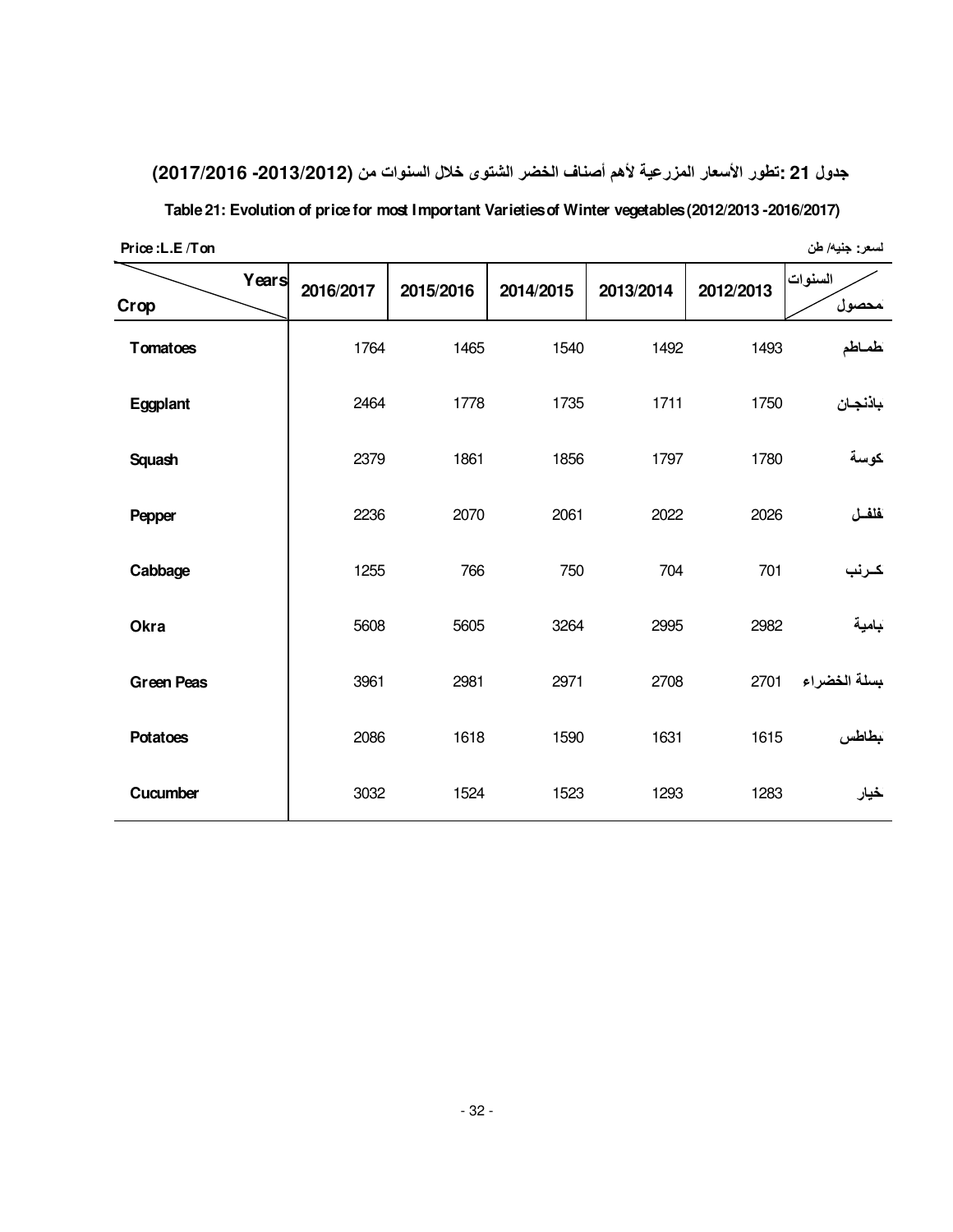**جدول 21 :تطور الأسعار المزرعية لأهم أصناف الخضر الشتوى خلال السنوات من (2013/2012- 2017/2016)**

**Table 21: Evolution of price for most Important Varieties of Winter vegetables (2012/2013 -2016/2017)**

Price :L.E /Ton

لسعر: جنيه/ طن

| Crop / Years | 2016/2017 | 2015/2016 | 2014/2015 | 2013/2014 | 2012/2013 | السنوات / محصول |
|---|---|---|---|---|---|---|
| Tomatoes | 1764 | 1465 | 1540 | 1492 | 1493 | طماطم |
| Eggplant | 2464 | 1778 | 1735 | 1711 | 1750 | باذنجان |
| Squash | 2379 | 1861 | 1856 | 1797 | 1780 | كوسة |
| Pepper | 2236 | 2070 | 2061 | 2022 | 2026 | فلفل |
| Cabbage | 1255 | 766 | 750 | 704 | 701 | كرنب |
| Okra | 5608 | 5605 | 3264 | 2995 | 2982 | بامية |
| Green Peas | 3961 | 2981 | 2971 | 2708 | 2701 | بسلة الخضراء |
| Potatoes | 2086 | 1618 | 1590 | 1631 | 1615 | بطاطس |
| Cucumber | 3032 | 1524 | 1523 | 1293 | 1283 | خيار |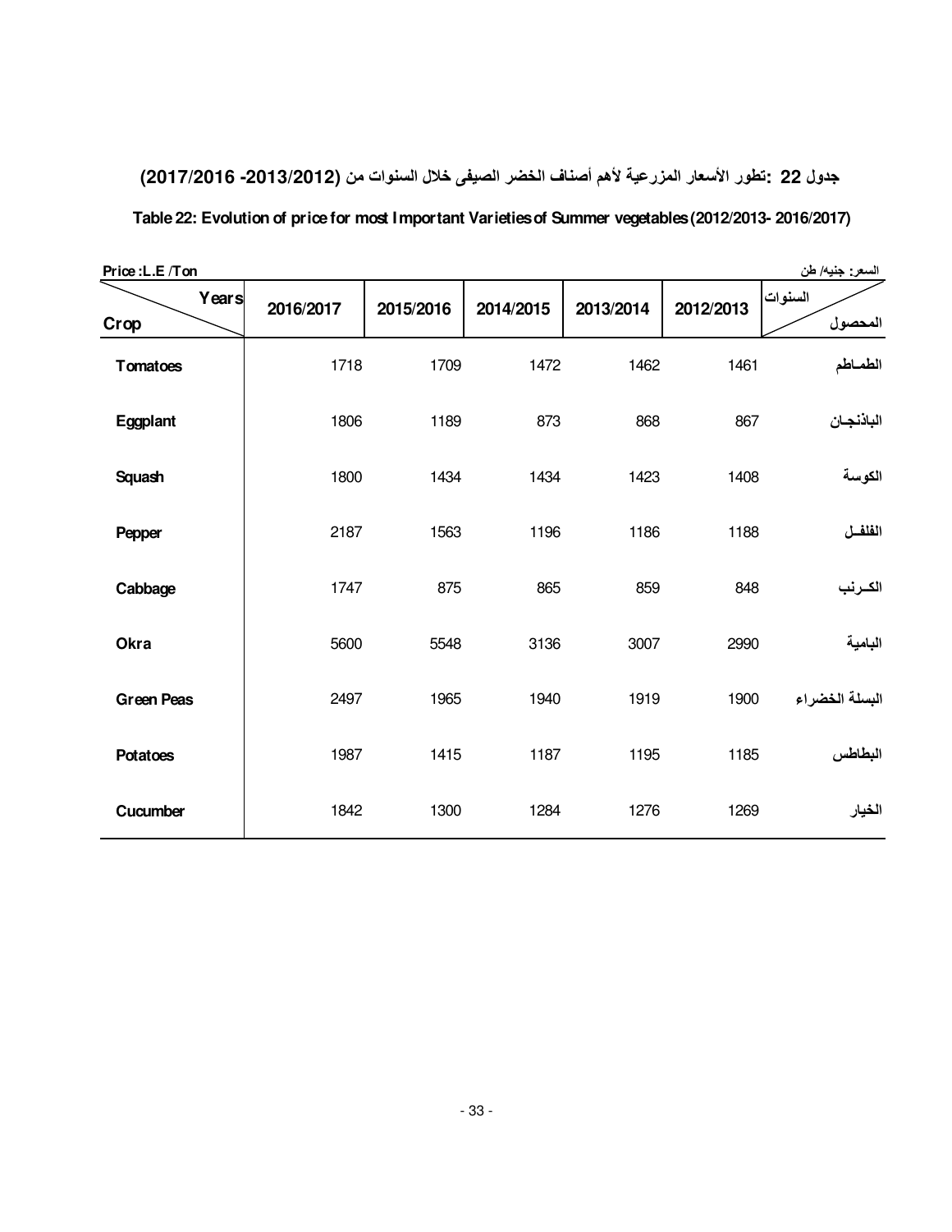## جدول 22 :تطور الأسعار المزرعية لأهم أصناف الخضر الصيفى خلال السنوات من (2013/2012 -2016 /2017)

## Table 22: Evolution of price for most Important Varieties of Summer vegetables (2012/2013- 2016/2017)

Price :L.E /Ton　　　　　　　　　　　　　　　　　　　　　　　　　　　　　　السعر: جنيه/ طن

| Years / Crop | 2016/2017 | 2015/2016 | 2014/2015 | 2013/2014 | 2012/2013 | السنوات / المحصول |
|---|---|---|---|---|---|---|
| Tomatoes | 1718 | 1709 | 1472 | 1462 | 1461 | الطمـاطم |
| Eggplant | 1806 | 1189 | 873 | 868 | 867 | الباذنجـان |
| Squash | 1800 | 1434 | 1434 | 1423 | 1408 | الكوسة |
| Pepper | 2187 | 1563 | 1196 | 1186 | 1188 | الفلفـل |
| Cabbage | 1747 | 875 | 865 | 859 | 848 | الكـرنب |
| Okra | 5600 | 5548 | 3136 | 3007 | 2990 | البامية |
| Green Peas | 2497 | 1965 | 1940 | 1919 | 1900 | البسلة الخضراء |
| Potatoes | 1987 | 1415 | 1187 | 1195 | 1185 | البطاطس |
| Cucumber | 1842 | 1300 | 1284 | 1276 | 1269 | الخيار |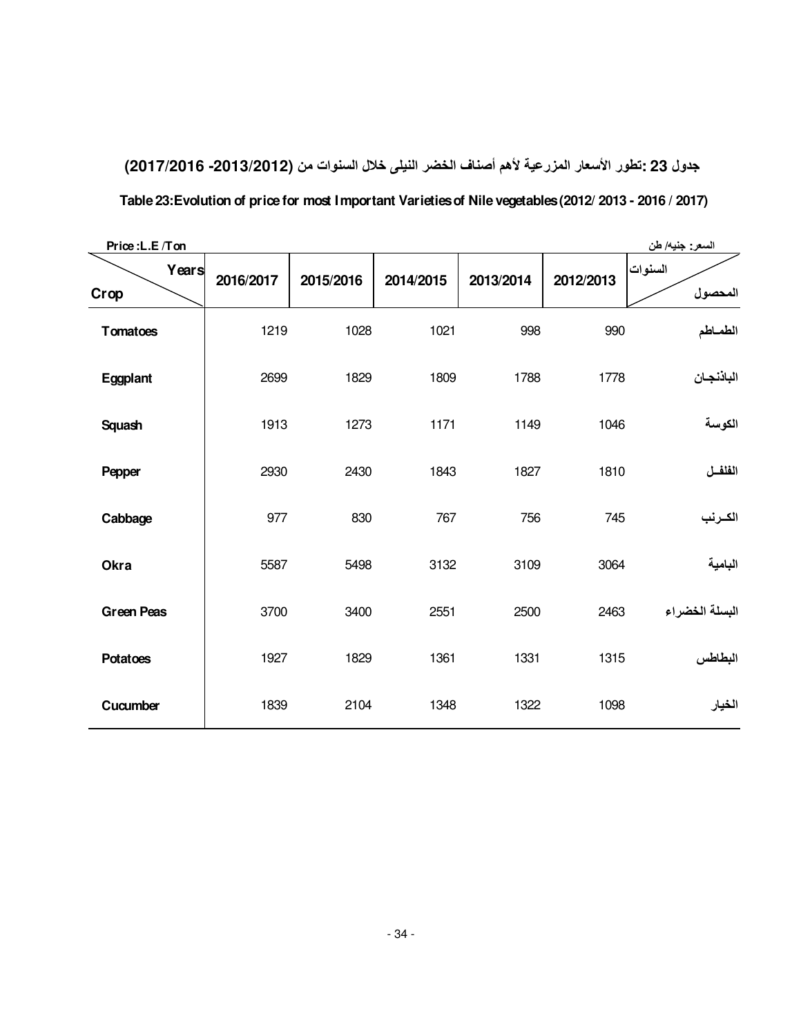## جدول 23 :تطور الأسعار المزرعية لأهم أصناف الخضر النيلى خلال السنوات من (2012/2013- 2016/2017)

## Table 23:Evolution of price for most Important Varieties of Nile vegetables (2012/ 2013 - 2016 / 2017)

Price :L.E /Ton — السعر: جنيه/ طن

| Crop / Years | 2016/2017 | 2015/2016 | 2014/2015 | 2013/2014 | 2012/2013 | السنوات / المحصول |
|---|---|---|---|---|---|---|
| Tomatoes | 1219 | 1028 | 1021 | 998 | 990 | الطمـاطم |
| Eggplant | 2699 | 1829 | 1809 | 1788 | 1778 | الباذنجـان |
| Squash | 1913 | 1273 | 1171 | 1149 | 1046 | الكوسة |
| Pepper | 2930 | 2430 | 1843 | 1827 | 1810 | الفلفـل |
| Cabbage | 977 | 830 | 767 | 756 | 745 | الكـرنب |
| Okra | 5587 | 5498 | 3132 | 3109 | 3064 | البامية |
| Green Peas | 3700 | 3400 | 2551 | 2500 | 2463 | البسلة الخضراء |
| Potatoes | 1927 | 1829 | 1361 | 1331 | 1315 | البطاطس |
| Cucumber | 1839 | 2104 | 1348 | 1322 | 1098 | الخيار |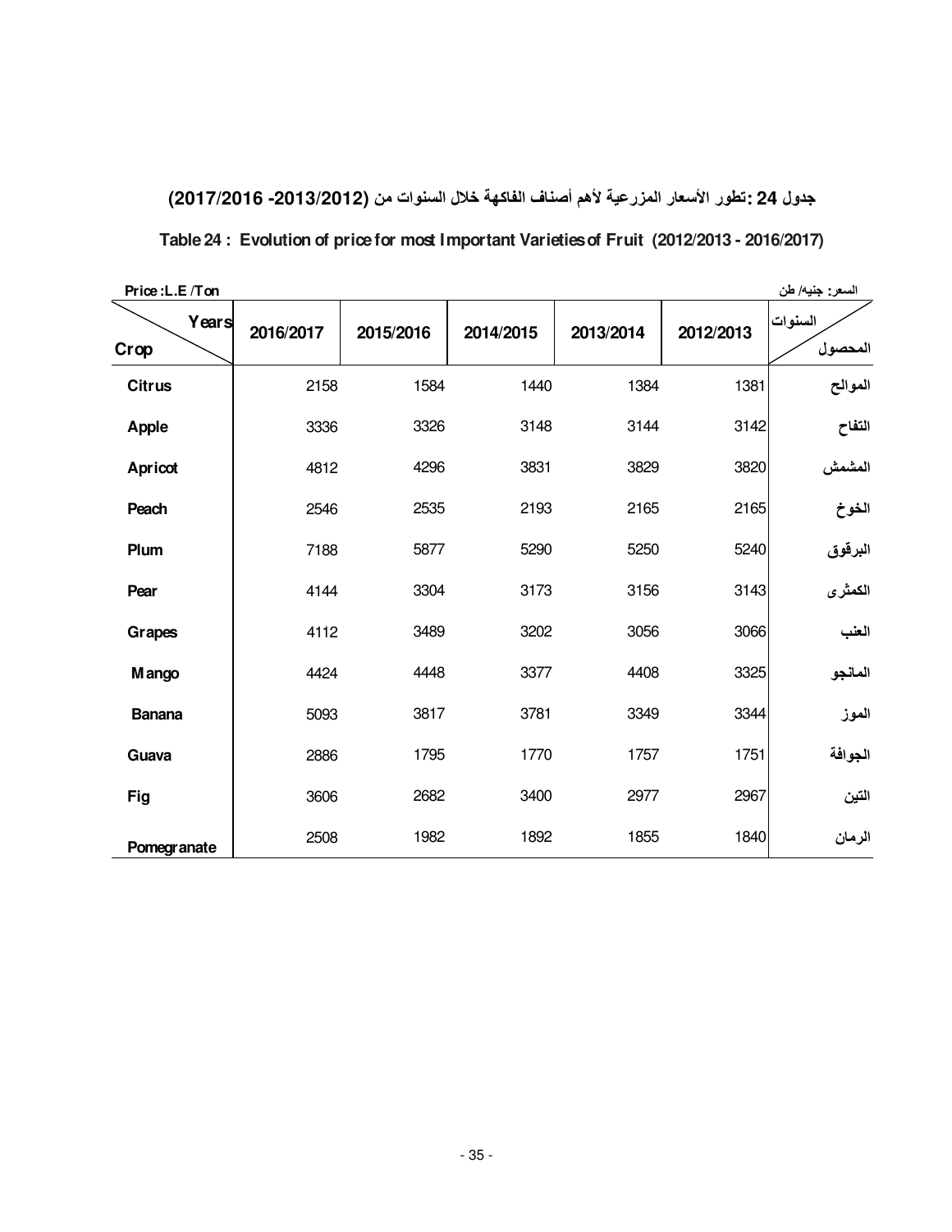## جدول 24 :تطور الأسعار المزرعية لأهم أصناف الفاكهة خلال السنوات من (2013/2012- 2017/2016)

## Table 24 : Evolution of price for most Important Varieties of Fruit (2012/2013 - 2016/2017)

Price :L.E /Ton | السعر: جنيه/ طن

| Years / Crop | 2016/2017 | 2015/2016 | 2014/2015 | 2013/2014 | 2012/2013 | السنوات / المحصول |
|---|---|---|---|---|---|---|
| Citrus | 2158 | 1584 | 1440 | 1384 | 1381 | الموالح |
| Apple | 3336 | 3326 | 3148 | 3144 | 3142 | التفاح |
| Apricot | 4812 | 4296 | 3831 | 3829 | 3820 | المشمش |
| Peach | 2546 | 2535 | 2193 | 2165 | 2165 | الخوخ |
| Plum | 7188 | 5877 | 5290 | 5250 | 5240 | البرقوق |
| Pear | 4144 | 3304 | 3173 | 3156 | 3143 | الكمثرى |
| Grapes | 4112 | 3489 | 3202 | 3056 | 3066 | العنب |
| Mango | 4424 | 4448 | 3377 | 4408 | 3325 | المانجو |
| Banana | 5093 | 3817 | 3781 | 3349 | 3344 | الموز |
| Guava | 2886 | 1795 | 1770 | 1757 | 1751 | الجوافة |
| Fig | 3606 | 2682 | 3400 | 2977 | 2967 | التين |
| Pomegranate | 2508 | 1982 | 1892 | 1855 | 1840 | الرمان |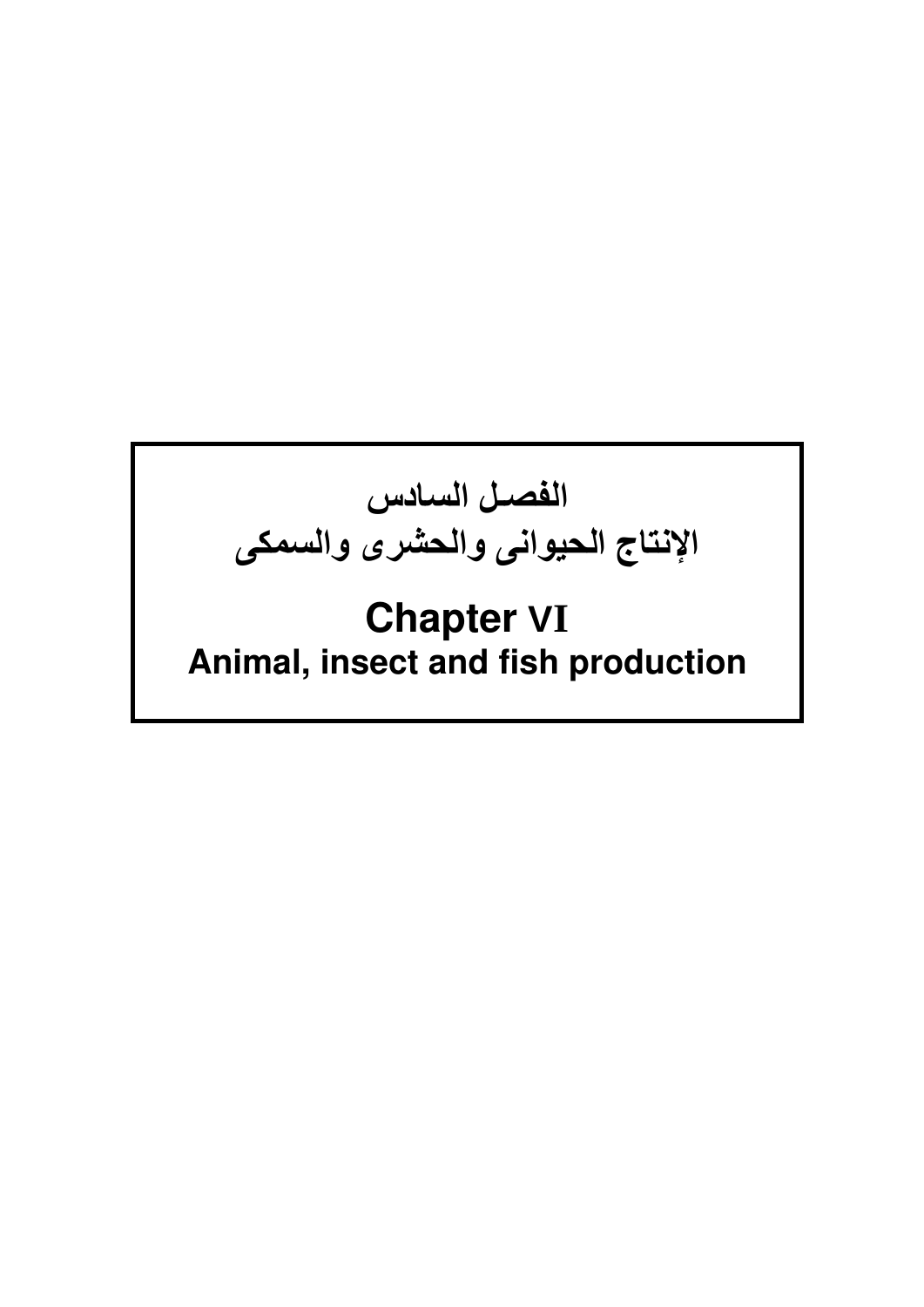# الفصل السادس
# الإنتاج الحيوانى والحشرى والسمكى

# Chapter VI
## Animal, insect and fish production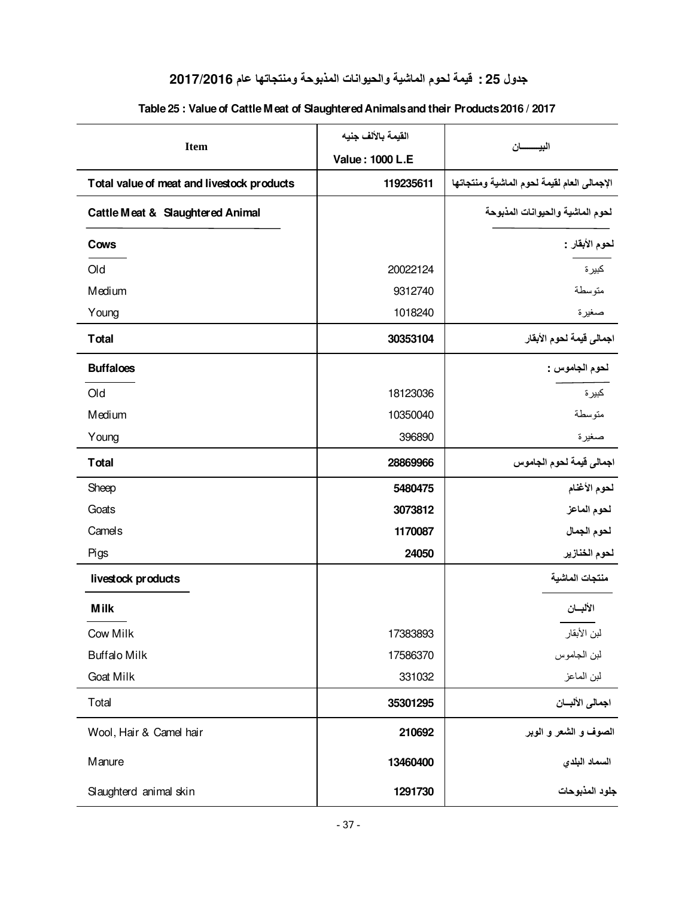## جدول 25 : قيمة لحوم الماشية والحيوانات المذبوحة ومنتجاتها عام 2017/2016

### Table 25 : Value of Cattle Meat of Slaughtered Animals and their Products 2016 / 2017

| Item | القيمة بالألف جنيه Value : 1000 L.E | البيـــــان |
|---|---|---|
| **Total value of meat and livestock products** | **119235611** | **الإجمالى العام لقيمة لحوم الماشية ومنتجاتها** |
| **Cattle Meat & Slaughtered Animal** | | **لحوم الماشية والحيوانات المذبوحة** |
| **Cows** | | **لحوم الأبقار :** |
| Old | 20022124 | كبيرة |
| Medium | 9312740 | متوسطة |
| Young | 1018240 | صغيرة |
| **Total** | **30353104** | **اجمالى قيمة لحوم الأبقار** |
| **Buffaloes** | | **لحوم الجاموس :** |
| Old | 18123036 | كبيرة |
| Medium | 10350040 | متوسطة |
| Young | 396890 | صغيرة |
| **Total** | **28869966** | **اجمالى قيمة لحوم الجاموس** |
| Sheep | **5480475** | **لحوم الأغنام** |
| Goats | **3073812** | **لحوم الماعز** |
| Camels | **1170087** | **لحوم الجمال** |
| Pigs | **24050** | **لحوم الخنازير** |
| **livestock products** | | **منتجات الماشية** |
| **Milk** | | **الألبـــان** |
| Cow Milk | 17383893 | لبن الأبقار |
| Buffalo Milk | 17586370 | لبن الجاموس |
| Goat Milk | 331032 | لبن الماعز |
| Total | **35301295** | **اجمالى الألبـــان** |
| Wool, Hair & Camel hair | **210692** | **الصوف و الشعر و الوبر** |
| Manure | **13460400** | **السماد البلدي** |
| Slaughterd animal skin | **1291730** | **جلود المذبوحات** |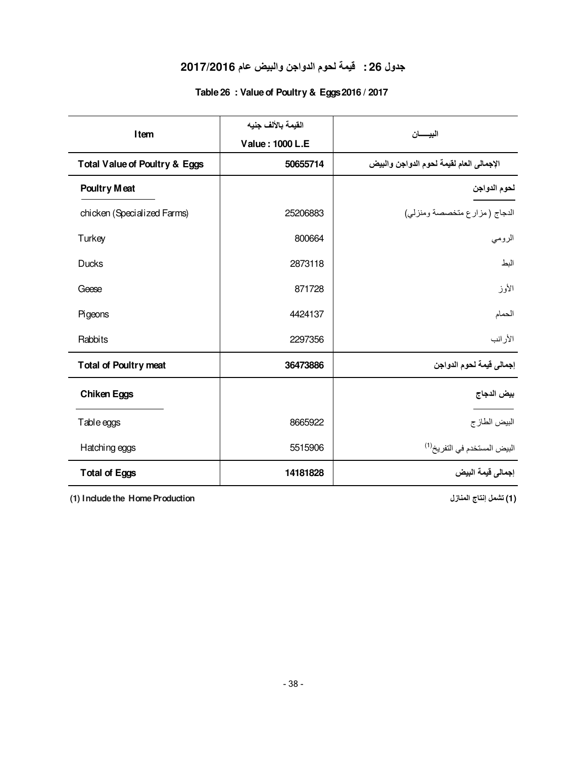## جدول 26 :  قيمة لحوم الدواجن والبيض عام 2017/2016

## Table 26 : Value of Poultry & Eggs 2016 / 2017

| Item | القيمة بالألف جنيه<br>Value : 1000 L.E | البيـــــان |
|---|---|---|
| **Total Value of Poultry & Eggs** | **50655714** | **الإجمالى العام لقيمة لحوم الدواجن والبيض** |
| **Poultry Meat** | | **لحوم الدواجن** |
| chicken (Specialized Farms) | 25206883 | الدجاج (مزارع متخصصة ومنزلي) |
| Turkey | 800664 | الرومي |
| Ducks | 2873118 | البط |
| Geese | 871728 | الأوز |
| Pigeons | 4424137 | الحمام |
| Rabbits | 2297356 | الأرانب |
| **Total of Poultry meat** | **36473886** | **إجمالى قيمة لحوم الدواجن** |
| **Chiken Eggs** | | **بيض الدجاج** |
| Table eggs | 8665922 | البيض الطازج |
| Hatching eggs | 5515906 | البيض المستخدم في التفريخ(1) |
| **Total of Eggs** | **14181828** | **إجمالى قيمة البيض** |

**(1) Include the Home Production**

**(1) تشمل إنتاج المنازل**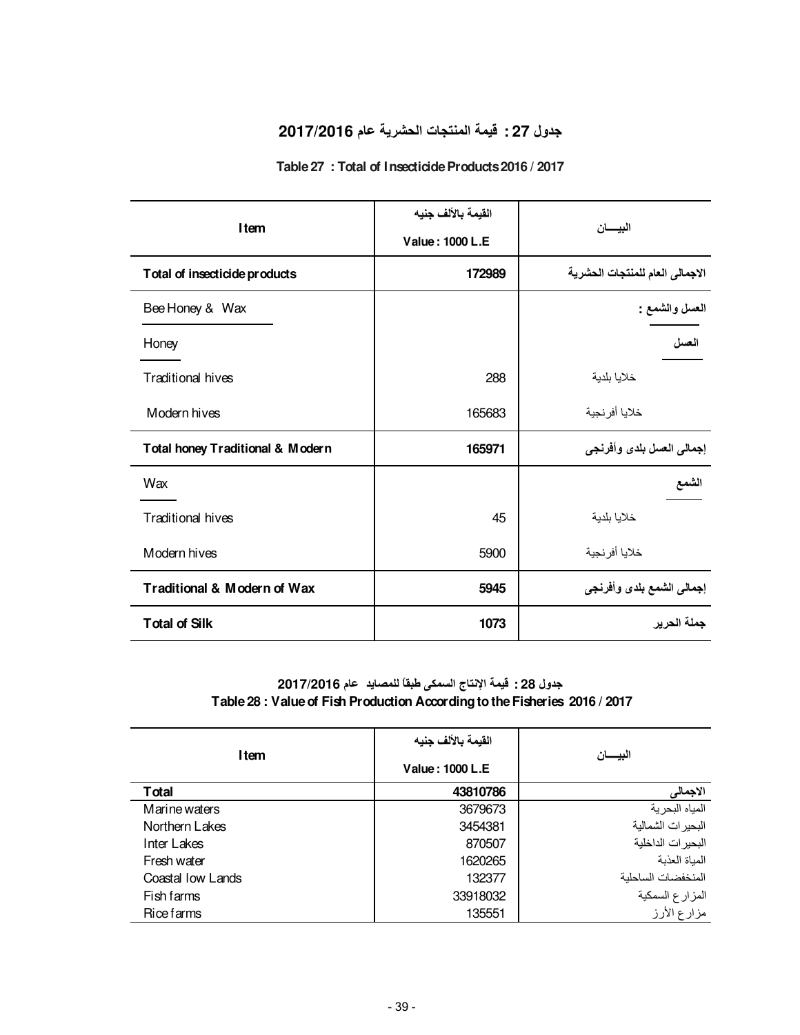## جدول 27 : قيمة المنتجات الحشرية عام 2017/2016

### Table 27 : Total of Insecticide Products 2016 / 2017

| Item | القيمة بالألف جنيه Value : 1000 L.E | البيـــان |
|---|---|---|
| **Total of insecticide products** | **172989** | **الاجمالى العام للمنتجات الحشرية** |
| Bee Honey & Wax | | **العسل والشمع :** |
| Honey | | **العسل** |
| Traditional hives | 288 | خلايا بلدية |
| Modern hives | 165683 | خلايا أفرنجية |
| **Total honey Traditional & Modern** | **165971** | **إجمالى العسل بلدى وأفرنجى** |
| Wax | | **الشمع** |
| Traditional hives | 45 | خلايا بلدية |
| Modern hives | 5900 | خلايا أفرنجية |
| **Traditional & Modern of Wax** | **5945** | **إجمالى الشمع بلدى وأفرنجى** |
| **Total of Silk** | **1073** | **جملة الحرير** |

## جدول 28 : قيمة الإنتاج السمكى طبقاً للمصايد عام 2017/2016

### Table 28 : Value of Fish Production According to the Fisheries 2016 / 2017

| Item | القيمة بالألف جنيه Value : 1000 L.E | البيـــان |
|---|---|---|
| **Total** | **43810786** | **الاجمالى** |
| Marine waters | 3679673 | المياه البحرية |
| Northern Lakes | 3454381 | البحيرات الشمالية |
| Inter Lakes | 870507 | البحيرات الداخلية |
| Fresh water | 1620265 | المياة العذبة |
| Coastal low Lands | 132377 | المنخفضات الساحلية |
| Fish farms | 33918032 | المزارع السمكية |
| Rice farms | 135551 | مزارع الأرز |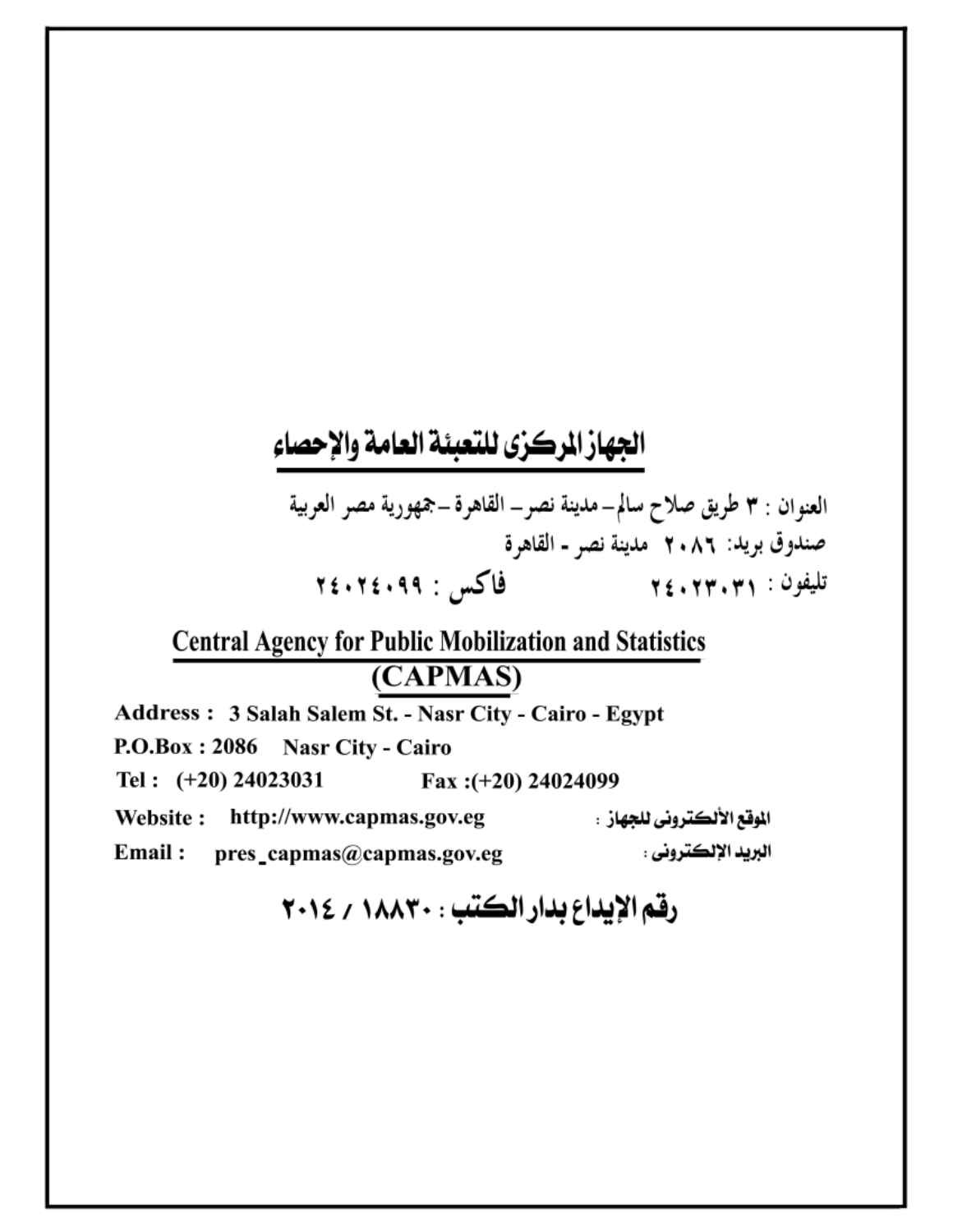## الجهاز المركزى للتعبئة العامة والإحصاء

العنوان : ٣ طريق صلاح سالم– مدينة نصر– القاهرة –جمهورية مصر العربية

صندوق بريد: ٢٠٨٦ مدينة نصر - القاهرة

تليفون : ٢٤٠٢٣٠٣١ فاكس : ٢٤٠٢٤٠٩٩

## Central Agency for Public Mobilization and Statistics (CAPMAS)

**Address : 3 Salah Salem St. - Nasr City - Cairo - Egypt**

**P.O.Box : 2086 Nasr City - Cairo**

**Tel : (+20) 24023031 Fax :(+20) 24024099**

**Website : http://www.capmas.gov.eg** الموقع الألكترونى للجهاز :

**Email : pres_capmas@capmas.gov.eg** البريد الإلكترونى :

**رقم الإيداع بدار الكتب : ١٨٨٣٠ / ٢٠١٤**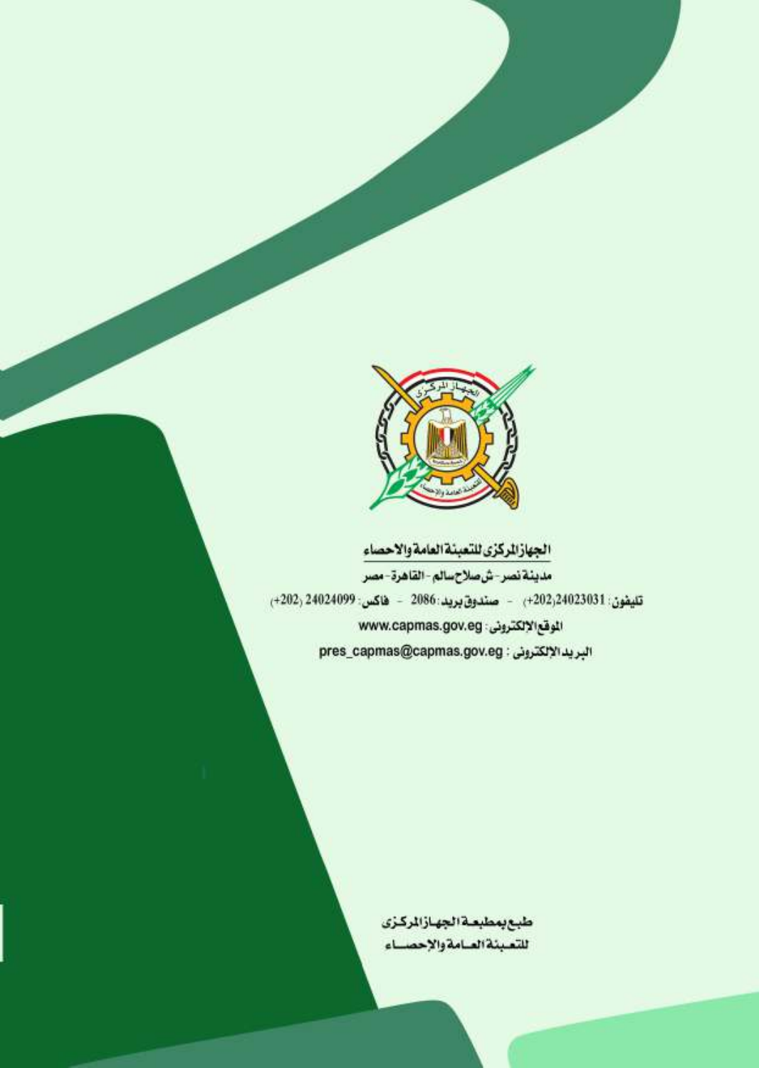الجهاز المركزى للتعبئة العامة والاحصاء

مدينة نصر - ش صلاح سالم - القاهرة - مصر

تليفون: 24023031(202+) - صندوق بريد: 2086 - فاكس: 24024099 (202+)

الموقع الالكترونى: www.capmas.gov.eg

البريد الإلكترونى : pres_capmas@capmas.gov.eg

طبع بمطبعة الجهاز المركزى
للتعبئة العامة والإحصاء